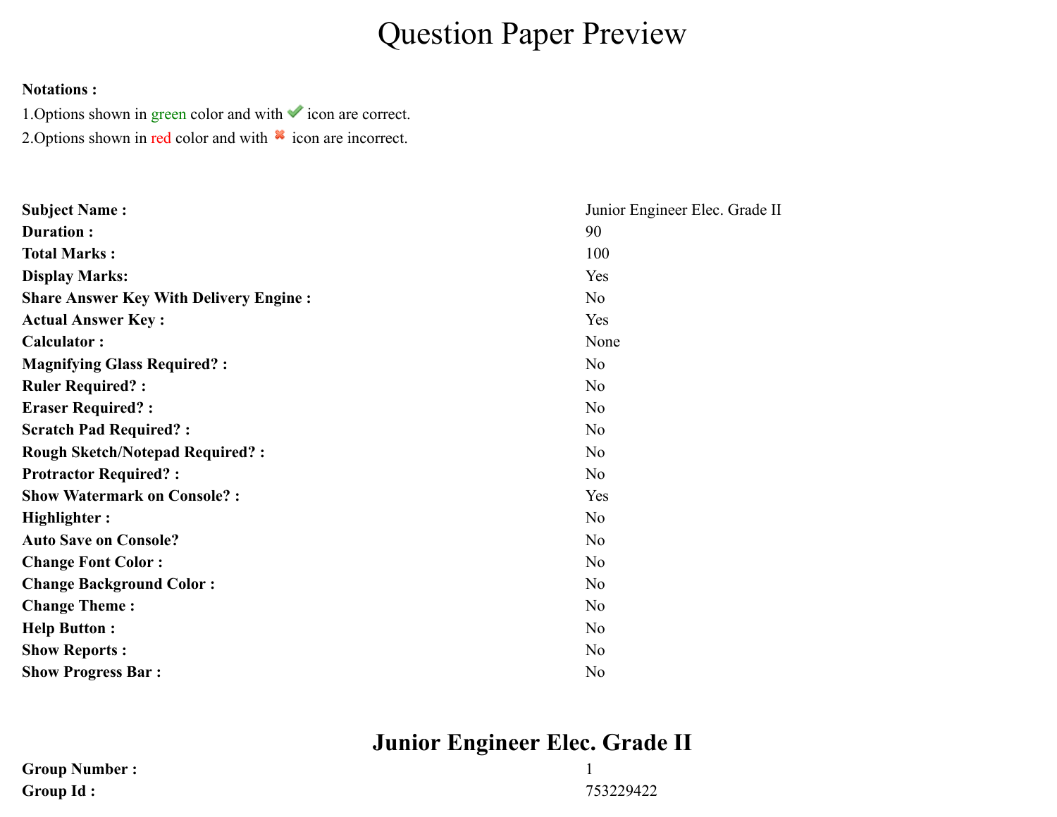# Question Paper Preview

**Notations :**

1.Options shown in green color and with ✔ icon are correct.

2.Options shown in red color and with ✖ icon are incorrect.

| | |
|---|---|
| **Subject Name :** | Junior Engineer Elec. Grade II |
| **Duration :** | 90 |
| **Total Marks :** | 100 |
| **Display Marks:** | Yes |
| **Share Answer Key With Delivery Engine :** | No |
| **Actual Answer Key :** | Yes |
| **Calculator :** | None |
| **Magnifying Glass Required? :** | No |
| **Ruler Required? :** | No |
| **Eraser Required? :** | No |
| **Scratch Pad Required? :** | No |
| **Rough Sketch/Notepad Required? :** | No |
| **Protractor Required? :** | No |
| **Show Watermark on Console? :** | Yes |
| **Highlighter :** | No |
| **Auto Save on Console?** | No |
| **Change Font Color :** | No |
| **Change Background Color :** | No |
| **Change Theme :** | No |
| **Help Button :** | No |
| **Show Reports :** | No |
| **Show Progress Bar :** | No |

## Junior Engineer Elec. Grade II

| | |
|---|---|
| **Group Number :** | 1 |
| **Group Id :** | 753229422 |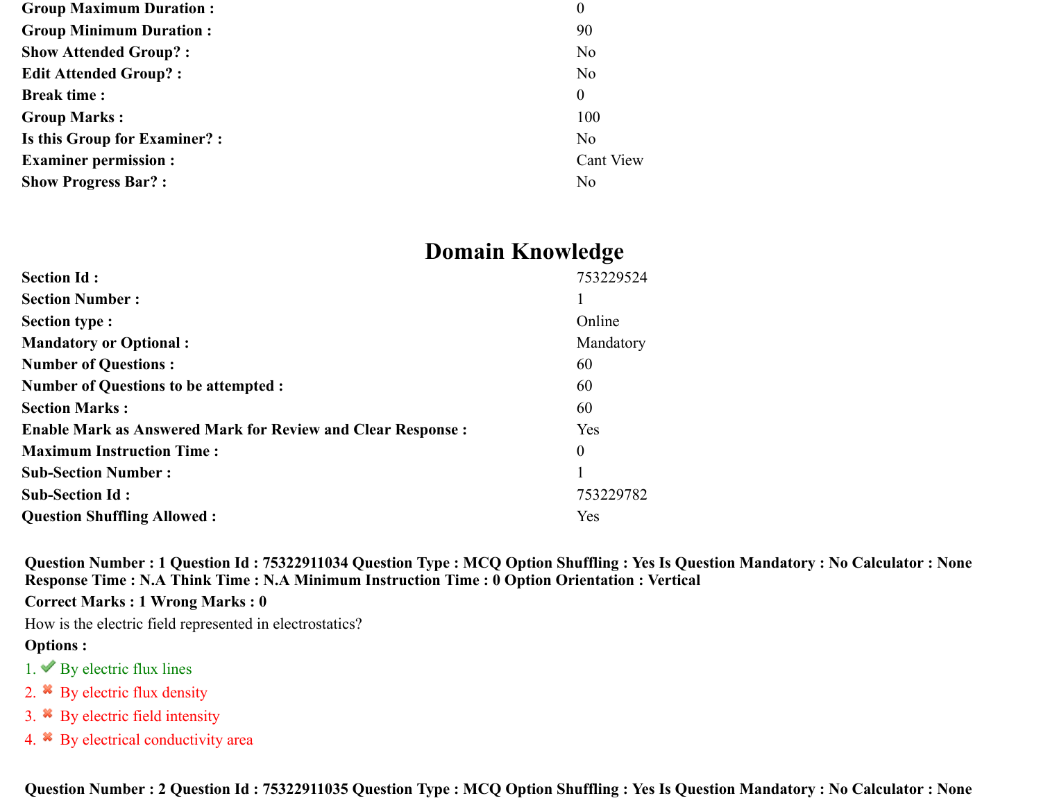| | |
|---|---|
| **Group Maximum Duration :** | 0 |
| **Group Minimum Duration :** | 90 |
| **Show Attended Group? :** | No |
| **Edit Attended Group? :** | No |
| **Break time :** | 0 |
| **Group Marks :** | 100 |
| **Is this Group for Examiner? :** | No |
| **Examiner permission :** | Cant View |
| **Show Progress Bar? :** | No |

## Domain Knowledge

| | |
|---|---|
| **Section Id :** | 753229524 |
| **Section Number :** | 1 |
| **Section type :** | Online |
| **Mandatory or Optional :** | Mandatory |
| **Number of Questions :** | 60 |
| **Number of Questions to be attempted :** | 60 |
| **Section Marks :** | 60 |
| **Enable Mark as Answered Mark for Review and Clear Response :** | Yes |
| **Maximum Instruction Time :** | 0 |
| **Sub-Section Number :** | 1 |
| **Sub-Section Id :** | 753229782 |
| **Question Shuffling Allowed :** | Yes |

**Question Number : 1 Question Id : 75322911034 Question Type : MCQ Option Shuffling : Yes Is Question Mandatory : No Calculator : None Response Time : N.A Think Time : N.A Minimum Instruction Time : 0 Option Orientation : Vertical**

**Correct Marks : 1 Wrong Marks : 0**

How is the electric field represented in electrostatics?

**Options :**

1. ✔ By electric flux lines
2. ✖ By electric flux density
3. ✖ By electric field intensity
4. ✖ By electrical conductivity area

**Question Number : 2 Question Id : 75322911035 Question Type : MCQ Option Shuffling : Yes Is Question Mandatory : No Calculator : None**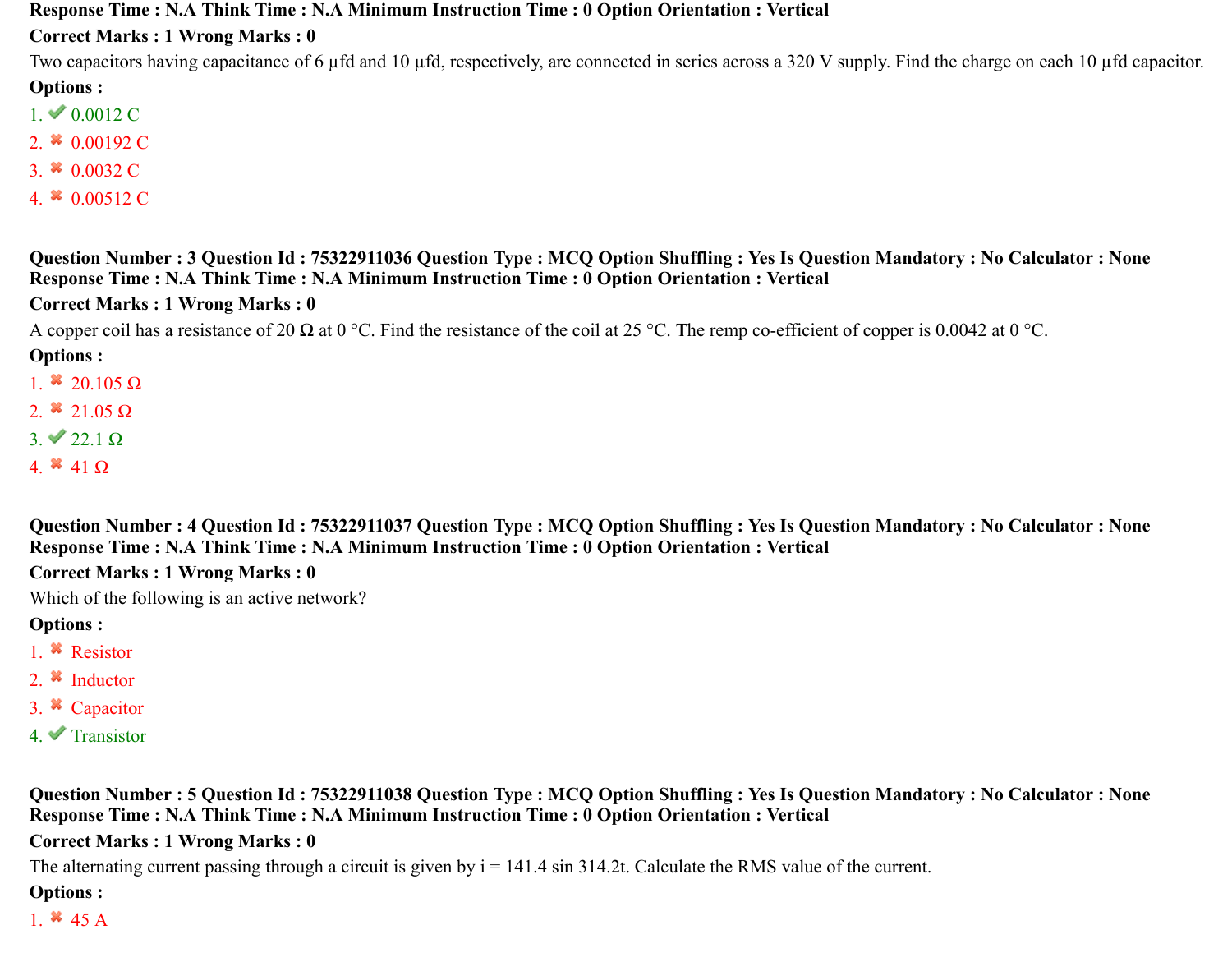**Response Time : N.A Think Time : N.A Minimum Instruction Time : 0 Option Orientation : Vertical**

**Correct Marks : 1 Wrong Marks : 0**

Two capacitors having capacitance of 6 μfd and 10 μfd, respectively, are connected in series across a 320 V supply. Find the charge on each 10 μfd capacitor.

**Options :**

1. ✔ 0.0012 C
2. ✖ 0.00192 C
3. ✖ 0.0032 C
4. ✖ 0.00512 C

**Question Number : 3 Question Id : 75322911036 Question Type : MCQ Option Shuffling : Yes Is Question Mandatory : No Calculator : None Response Time : N.A Think Time : N.A Minimum Instruction Time : 0 Option Orientation : Vertical**

**Correct Marks : 1 Wrong Marks : 0**

A copper coil has a resistance of 20 Ω at 0 °C. Find the resistance of the coil at 25 °C. The remp co-efficient of copper is 0.0042 at 0 °C.

**Options :**

1. ✖ 20.105 Ω
2. ✖ 21.05 Ω
3. ✔ 22.1 Ω
4. ✖ 41 Ω

**Question Number : 4 Question Id : 75322911037 Question Type : MCQ Option Shuffling : Yes Is Question Mandatory : No Calculator : None Response Time : N.A Think Time : N.A Minimum Instruction Time : 0 Option Orientation : Vertical**

**Correct Marks : 1 Wrong Marks : 0**

Which of the following is an active network?

**Options :**

1. ✖ Resistor
2. ✖ Inductor
3. ✖ Capacitor
4. ✔ Transistor

**Question Number : 5 Question Id : 75322911038 Question Type : MCQ Option Shuffling : Yes Is Question Mandatory : No Calculator : None Response Time : N.A Think Time : N.A Minimum Instruction Time : 0 Option Orientation : Vertical**

**Correct Marks : 1 Wrong Marks : 0**

The alternating current passing through a circuit is given by $i = 141.4 \sin 314.2t$. Calculate the RMS value of the current.

**Options :**

1. ✖ 45 A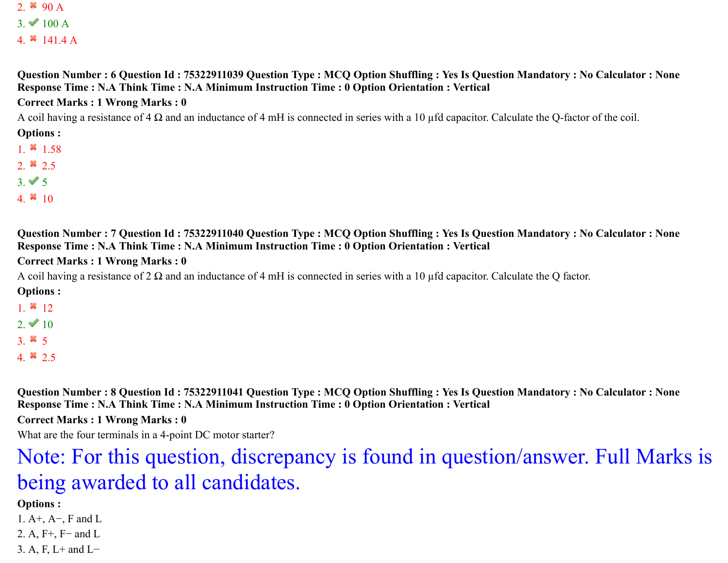2. ✖ 90 A
3. ✔ 100 A
4. ✖ 141.4 A

**Question Number : 6 Question Id : 75322911039 Question Type : MCQ Option Shuffling : Yes Is Question Mandatory : No Calculator : None Response Time : N.A Think Time : N.A Minimum Instruction Time : 0 Option Orientation : Vertical**

**Correct Marks : 1 Wrong Marks : 0**

A coil having a resistance of 4 Ω and an inductance of 4 mH is connected in series with a 10 μfd capacitor. Calculate the Q-factor of the coil.

**Options :**

1. ✖ 1.58
2. ✖ 2.5
3. ✔ 5
4. ✖ 10

**Question Number : 7 Question Id : 75322911040 Question Type : MCQ Option Shuffling : Yes Is Question Mandatory : No Calculator : None Response Time : N.A Think Time : N.A Minimum Instruction Time : 0 Option Orientation : Vertical**

**Correct Marks : 1 Wrong Marks : 0**

A coil having a resistance of 2 Ω and an inductance of 4 mH is connected in series with a 10 μfd capacitor. Calculate the Q factor.

**Options :**

1. ✖ 12
2. ✔ 10
3. ✖ 5
4. ✖ 2.5

**Question Number : 8 Question Id : 75322911041 Question Type : MCQ Option Shuffling : Yes Is Question Mandatory : No Calculator : None Response Time : N.A Think Time : N.A Minimum Instruction Time : 0 Option Orientation : Vertical**

**Correct Marks : 1 Wrong Marks : 0**

What are the four terminals in a 4-point DC motor starter?

Note: For this question, discrepancy is found in question/answer. Full Marks is being awarded to all candidates.

**Options :**

1. A+, A−, F and L
2. A, F+, F− and L
3. A, F, L+ and L−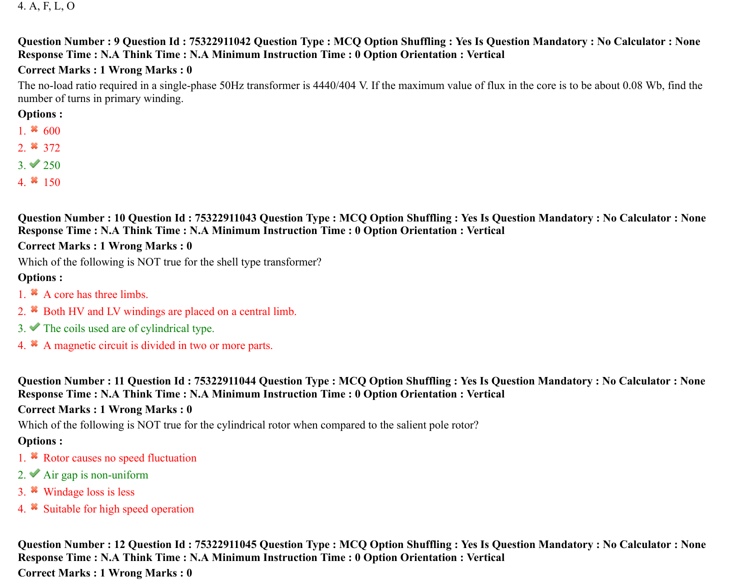4. A, F, L, O

**Question Number : 9 Question Id : 75322911042 Question Type : MCQ Option Shuffling : Yes Is Question Mandatory : No Calculator : None Response Time : N.A Think Time : N.A Minimum Instruction Time : 0 Option Orientation : Vertical**

**Correct Marks : 1 Wrong Marks : 0**

The no-load ratio required in a single-phase 50Hz transformer is 4440/404 V. If the maximum value of flux in the core is to be about 0.08 Wb, find the number of turns in primary winding.

**Options :**

1. ✖ 600
2. ✖ 372
3. ✔ 250
4. ✖ 150

**Question Number : 10 Question Id : 75322911043 Question Type : MCQ Option Shuffling : Yes Is Question Mandatory : No Calculator : None Response Time : N.A Think Time : N.A Minimum Instruction Time : 0 Option Orientation : Vertical**

**Correct Marks : 1 Wrong Marks : 0**

Which of the following is NOT true for the shell type transformer?

**Options :**

1. ✖ A core has three limbs.
2. ✖ Both HV and LV windings are placed on a central limb.
3. ✔ The coils used are of cylindrical type.
4. ✖ A magnetic circuit is divided in two or more parts.

**Question Number : 11 Question Id : 75322911044 Question Type : MCQ Option Shuffling : Yes Is Question Mandatory : No Calculator : None Response Time : N.A Think Time : N.A Minimum Instruction Time : 0 Option Orientation : Vertical**

**Correct Marks : 1 Wrong Marks : 0**

Which of the following is NOT true for the cylindrical rotor when compared to the salient pole rotor?

**Options :**

1. ✖ Rotor causes no speed fluctuation
2. ✔ Air gap is non-uniform
3. ✖ Windage loss is less
4. ✖ Suitable for high speed operation

**Question Number : 12 Question Id : 75322911045 Question Type : MCQ Option Shuffling : Yes Is Question Mandatory : No Calculator : None Response Time : N.A Think Time : N.A Minimum Instruction Time : 0 Option Orientation : Vertical**

**Correct Marks : 1 Wrong Marks : 0**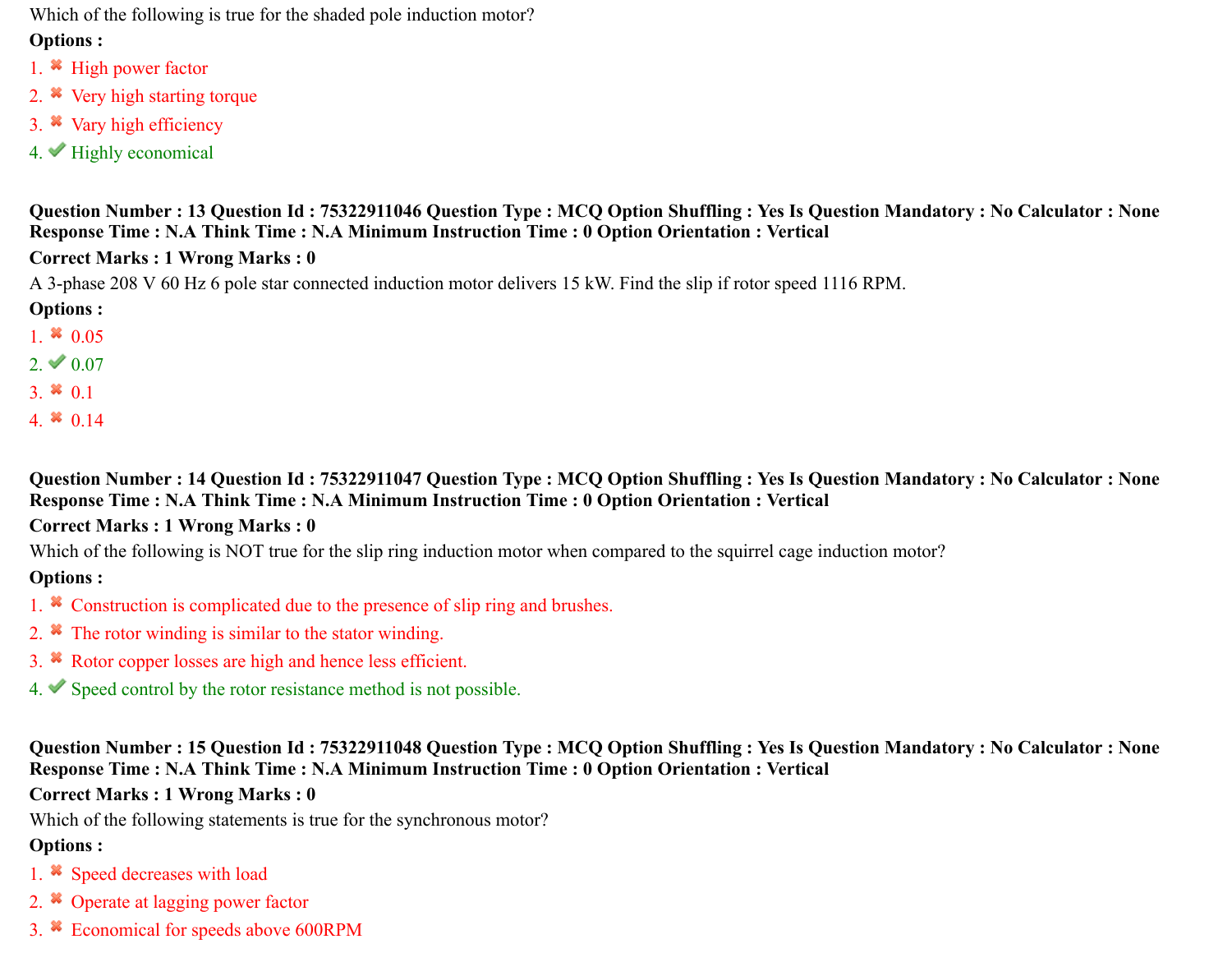Which of the following is true for the shaded pole induction motor?

**Options :**

1. ✖ High power factor
2. ✖ Very high starting torque
3. ✖ Vary high efficiency
4. ✔ Highly economical

**Question Number : 13 Question Id : 75322911046 Question Type : MCQ Option Shuffling : Yes Is Question Mandatory : No Calculator : None Response Time : N.A Think Time : N.A Minimum Instruction Time : 0 Option Orientation : Vertical**

**Correct Marks : 1 Wrong Marks : 0**

A 3-phase 208 V 60 Hz 6 pole star connected induction motor delivers 15 kW. Find the slip if rotor speed 1116 RPM.

**Options :**

1. ✖ 0.05
2. ✔ 0.07
3. ✖ 0.1
4. ✖ 0.14

**Question Number : 14 Question Id : 75322911047 Question Type : MCQ Option Shuffling : Yes Is Question Mandatory : No Calculator : None Response Time : N.A Think Time : N.A Minimum Instruction Time : 0 Option Orientation : Vertical**

**Correct Marks : 1 Wrong Marks : 0**

Which of the following is NOT true for the slip ring induction motor when compared to the squirrel cage induction motor?

**Options :**

1. ✖ Construction is complicated due to the presence of slip ring and brushes.
2. ✖ The rotor winding is similar to the stator winding.
3. ✖ Rotor copper losses are high and hence less efficient.
4. ✔ Speed control by the rotor resistance method is not possible.

**Question Number : 15 Question Id : 75322911048 Question Type : MCQ Option Shuffling : Yes Is Question Mandatory : No Calculator : None Response Time : N.A Think Time : N.A Minimum Instruction Time : 0 Option Orientation : Vertical**

**Correct Marks : 1 Wrong Marks : 0**

Which of the following statements is true for the synchronous motor?

**Options :**

1. ✖ Speed decreases with load
2. ✖ Operate at lagging power factor
3. ✖ Economical for speeds above 600RPM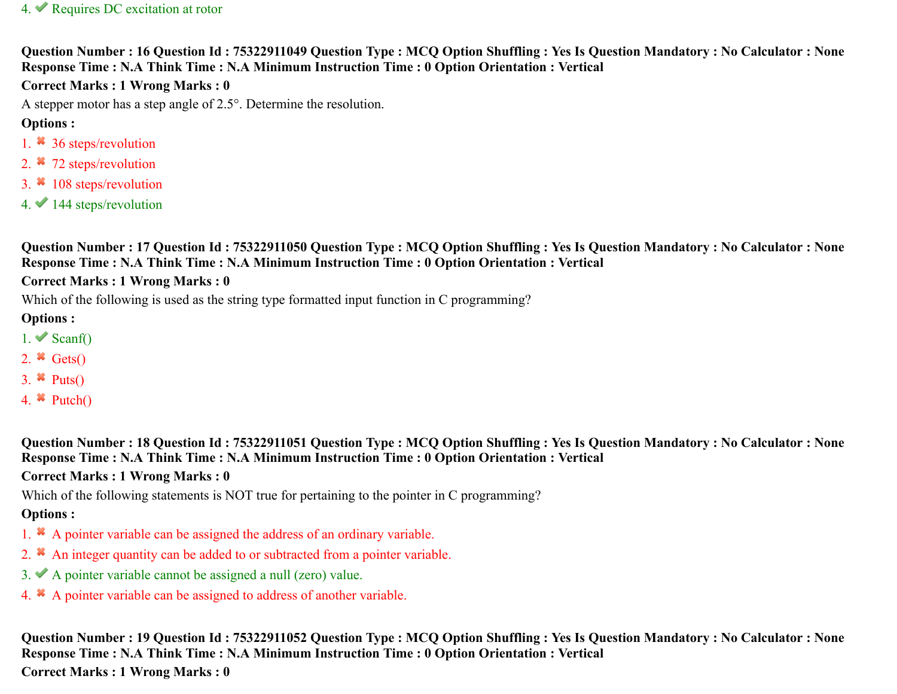4. ✔ Requires DC excitation at rotor

**Question Number : 16 Question Id : 75322911049 Question Type : MCQ Option Shuffling : Yes Is Question Mandatory : No Calculator : None Response Time : N.A Think Time : N.A Minimum Instruction Time : 0 Option Orientation : Vertical**

**Correct Marks : 1 Wrong Marks : 0**

A stepper motor has a step angle of 2.5°. Determine the resolution.

**Options :**

1. ✖ 36 steps/revolution
2. ✖ 72 steps/revolution
3. ✖ 108 steps/revolution
4. ✔ 144 steps/revolution

**Question Number : 17 Question Id : 75322911050 Question Type : MCQ Option Shuffling : Yes Is Question Mandatory : No Calculator : None Response Time : N.A Think Time : N.A Minimum Instruction Time : 0 Option Orientation : Vertical**

**Correct Marks : 1 Wrong Marks : 0**

Which of the following is used as the string type formatted input function in C programming?

**Options :**

1. ✔ Scanf()
2. ✖ Gets()
3. ✖ Puts()
4. ✖ Putch()

**Question Number : 18 Question Id : 75322911051 Question Type : MCQ Option Shuffling : Yes Is Question Mandatory : No Calculator : None Response Time : N.A Think Time : N.A Minimum Instruction Time : 0 Option Orientation : Vertical**

**Correct Marks : 1 Wrong Marks : 0**

Which of the following statements is NOT true for pertaining to the pointer in C programming?

**Options :**

1. ✖ A pointer variable can be assigned the address of an ordinary variable.
2. ✖ An integer quantity can be added to or subtracted from a pointer variable.
3. ✔ A pointer variable cannot be assigned a null (zero) value.
4. ✖ A pointer variable can be assigned to address of another variable.

**Question Number : 19 Question Id : 75322911052 Question Type : MCQ Option Shuffling : Yes Is Question Mandatory : No Calculator : None Response Time : N.A Think Time : N.A Minimum Instruction Time : 0 Option Orientation : Vertical**

**Correct Marks : 1 Wrong Marks : 0**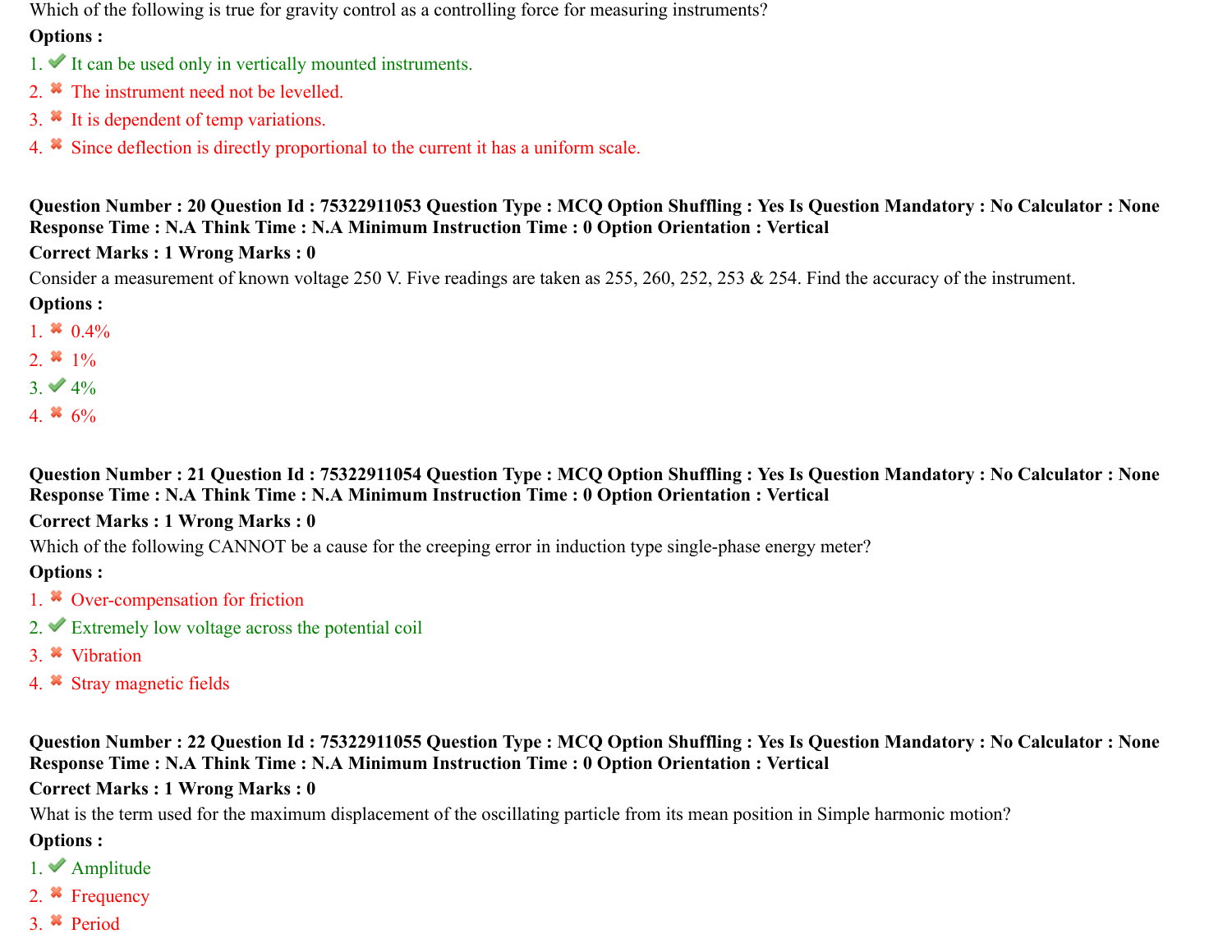Which of the following is true for gravity control as a controlling force for measuring instruments?

**Options :**

1. ✔ It can be used only in vertically mounted instruments.
2. ✖ The instrument need not be levelled.
3. ✖ It is dependent of temp variations.
4. ✖ Since deflection is directly proportional to the current it has a uniform scale.

**Question Number : 20 Question Id : 75322911053 Question Type : MCQ Option Shuffling : Yes Is Question Mandatory : No Calculator : None Response Time : N.A Think Time : N.A Minimum Instruction Time : 0 Option Orientation : Vertical**

**Correct Marks : 1 Wrong Marks : 0**

Consider a measurement of known voltage 250 V. Five readings are taken as 255, 260, 252, 253 & 254. Find the accuracy of the instrument.

**Options :**

1. ✖ 0.4%
2. ✖ 1%
3. ✔ 4%
4. ✖ 6%

**Question Number : 21 Question Id : 75322911054 Question Type : MCQ Option Shuffling : Yes Is Question Mandatory : No Calculator : None Response Time : N.A Think Time : N.A Minimum Instruction Time : 0 Option Orientation : Vertical**

**Correct Marks : 1 Wrong Marks : 0**

Which of the following CANNOT be a cause for the creeping error in induction type single-phase energy meter?

**Options :**

1. ✖ Over-compensation for friction
2. ✔ Extremely low voltage across the potential coil
3. ✖ Vibration
4. ✖ Stray magnetic fields

**Question Number : 22 Question Id : 75322911055 Question Type : MCQ Option Shuffling : Yes Is Question Mandatory : No Calculator : None Response Time : N.A Think Time : N.A Minimum Instruction Time : 0 Option Orientation : Vertical**

**Correct Marks : 1 Wrong Marks : 0**

What is the term used for the maximum displacement of the oscillating particle from its mean position in Simple harmonic motion?

**Options :**

1. ✔ Amplitude
2. ✖ Frequency
3. ✖ Period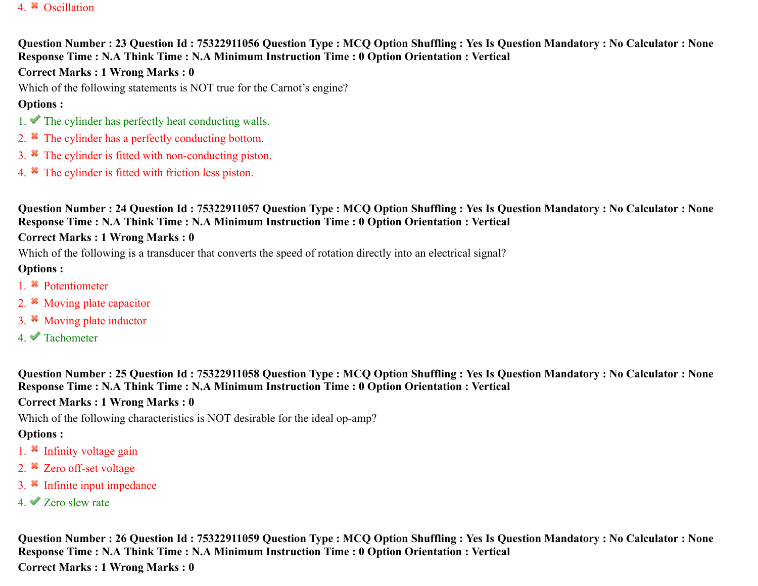4. ✖ Oscillation

**Question Number : 23 Question Id : 75322911056 Question Type : MCQ Option Shuffling : Yes Is Question Mandatory : No Calculator : None Response Time : N.A Think Time : N.A Minimum Instruction Time : 0 Option Orientation : Vertical**

**Correct Marks : 1 Wrong Marks : 0**

Which of the following statements is NOT true for the Carnot's engine?

**Options :**

1. ✔ The cylinder has perfectly heat conducting walls.
2. ✖ The cylinder has a perfectly conducting bottom.
3. ✖ The cylinder is fitted with non-conducting piston.
4. ✖ The cylinder is fitted with friction less piston.

**Question Number : 24 Question Id : 75322911057 Question Type : MCQ Option Shuffling : Yes Is Question Mandatory : No Calculator : None Response Time : N.A Think Time : N.A Minimum Instruction Time : 0 Option Orientation : Vertical**

**Correct Marks : 1 Wrong Marks : 0**

Which of the following is a transducer that converts the speed of rotation directly into an electrical signal?

**Options :**

1. ✖ Potentiometer
2. ✖ Moving plate capacitor
3. ✖ Moving plate inductor
4. ✔ Tachometer

**Question Number : 25 Question Id : 75322911058 Question Type : MCQ Option Shuffling : Yes Is Question Mandatory : No Calculator : None Response Time : N.A Think Time : N.A Minimum Instruction Time : 0 Option Orientation : Vertical**

**Correct Marks : 1 Wrong Marks : 0**

Which of the following characteristics is NOT desirable for the ideal op-amp?

**Options :**

1. ✖ Infinity voltage gain
2. ✖ Zero off-set voltage
3. ✖ Infinite input impedance
4. ✔ Zero slew rate

**Question Number : 26 Question Id : 75322911059 Question Type : MCQ Option Shuffling : Yes Is Question Mandatory : No Calculator : None Response Time : N.A Think Time : N.A Minimum Instruction Time : 0 Option Orientation : Vertical**

**Correct Marks : 1 Wrong Marks : 0**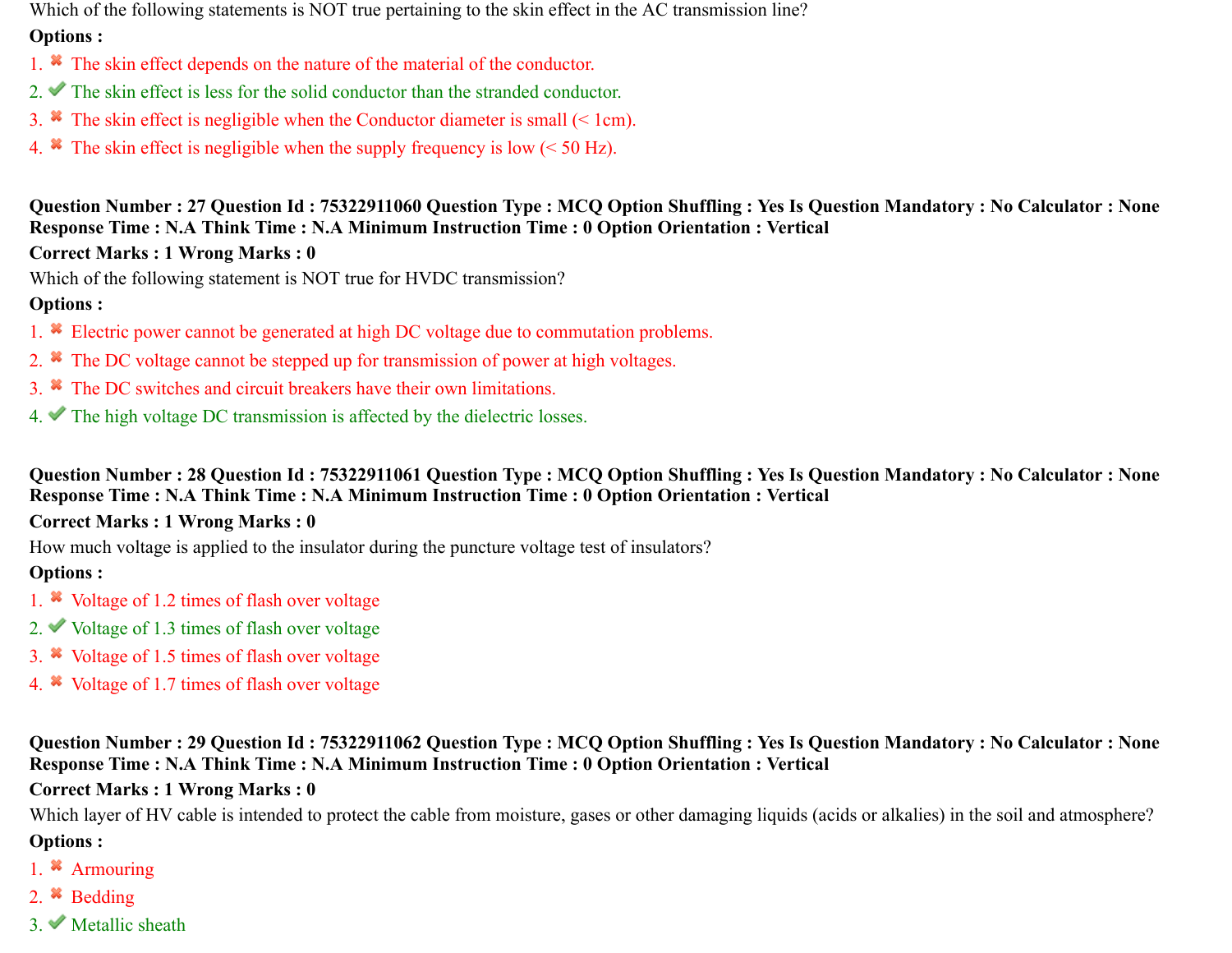Which of the following statements is NOT true pertaining to the skin effect in the AC transmission line?

**Options :**

1. ✖ The skin effect depends on the nature of the material of the conductor.
2. ✔ The skin effect is less for the solid conductor than the stranded conductor.
3. ✖ The skin effect is negligible when the Conductor diameter is small (< 1cm).
4. ✖ The skin effect is negligible when the supply frequency is low (< 50 Hz).

**Question Number : 27 Question Id : 75322911060 Question Type : MCQ Option Shuffling : Yes Is Question Mandatory : No Calculator : None Response Time : N.A Think Time : N.A Minimum Instruction Time : 0 Option Orientation : Vertical**

**Correct Marks : 1 Wrong Marks : 0**

Which of the following statement is NOT true for HVDC transmission?

**Options :**

1. ✖ Electric power cannot be generated at high DC voltage due to commutation problems.
2. ✖ The DC voltage cannot be stepped up for transmission of power at high voltages.
3. ✖ The DC switches and circuit breakers have their own limitations.
4. ✔ The high voltage DC transmission is affected by the dielectric losses.

**Question Number : 28 Question Id : 75322911061 Question Type : MCQ Option Shuffling : Yes Is Question Mandatory : No Calculator : None Response Time : N.A Think Time : N.A Minimum Instruction Time : 0 Option Orientation : Vertical**

**Correct Marks : 1 Wrong Marks : 0**

How much voltage is applied to the insulator during the puncture voltage test of insulators?

**Options :**

1. ✖ Voltage of 1.2 times of flash over voltage
2. ✔ Voltage of 1.3 times of flash over voltage
3. ✖ Voltage of 1.5 times of flash over voltage
4. ✖ Voltage of 1.7 times of flash over voltage

**Question Number : 29 Question Id : 75322911062 Question Type : MCQ Option Shuffling : Yes Is Question Mandatory : No Calculator : None Response Time : N.A Think Time : N.A Minimum Instruction Time : 0 Option Orientation : Vertical**

**Correct Marks : 1 Wrong Marks : 0**

Which layer of HV cable is intended to protect the cable from moisture, gases or other damaging liquids (acids or alkalies) in the soil and atmosphere?

**Options :**

1. ✖ Armouring
2. ✖ Bedding
3. ✔ Metallic sheath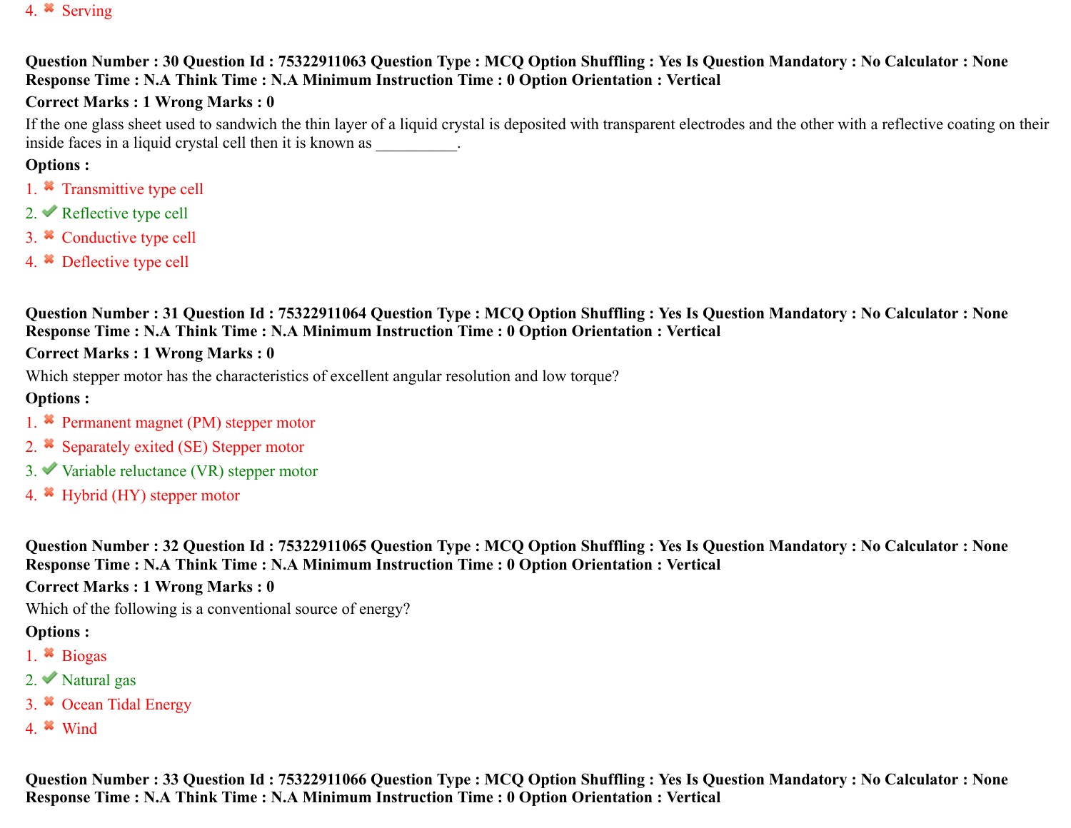4. ✖ Serving

**Question Number : 30 Question Id : 75322911063 Question Type : MCQ Option Shuffling : Yes Is Question Mandatory : No Calculator : None Response Time : N.A Think Time : N.A Minimum Instruction Time : 0 Option Orientation : Vertical**

**Correct Marks : 1 Wrong Marks : 0**

If the one glass sheet used to sandwich the thin layer of a liquid crystal is deposited with transparent electrodes and the other with a reflective coating on their inside faces in a liquid crystal cell then it is known as __________.

**Options :**

1. ✖ Transmittive type cell
2. ✔ Reflective type cell
3. ✖ Conductive type cell
4. ✖ Deflective type cell

**Question Number : 31 Question Id : 75322911064 Question Type : MCQ Option Shuffling : Yes Is Question Mandatory : No Calculator : None Response Time : N.A Think Time : N.A Minimum Instruction Time : 0 Option Orientation : Vertical**

**Correct Marks : 1 Wrong Marks : 0**

Which stepper motor has the characteristics of excellent angular resolution and low torque?

**Options :**

1. ✖ Permanent magnet (PM) stepper motor
2. ✖ Separately exited (SE) Stepper motor
3. ✔ Variable reluctance (VR) stepper motor
4. ✖ Hybrid (HY) stepper motor

**Question Number : 32 Question Id : 75322911065 Question Type : MCQ Option Shuffling : Yes Is Question Mandatory : No Calculator : None Response Time : N.A Think Time : N.A Minimum Instruction Time : 0 Option Orientation : Vertical**

**Correct Marks : 1 Wrong Marks : 0**

Which of the following is a conventional source of energy?

**Options :**

1. ✖ Biogas
2. ✔ Natural gas
3. ✖ Ocean Tidal Energy
4. ✖ Wind

**Question Number : 33 Question Id : 75322911066 Question Type : MCQ Option Shuffling : Yes Is Question Mandatory : No Calculator : None Response Time : N.A Think Time : N.A Minimum Instruction Time : 0 Option Orientation : Vertical**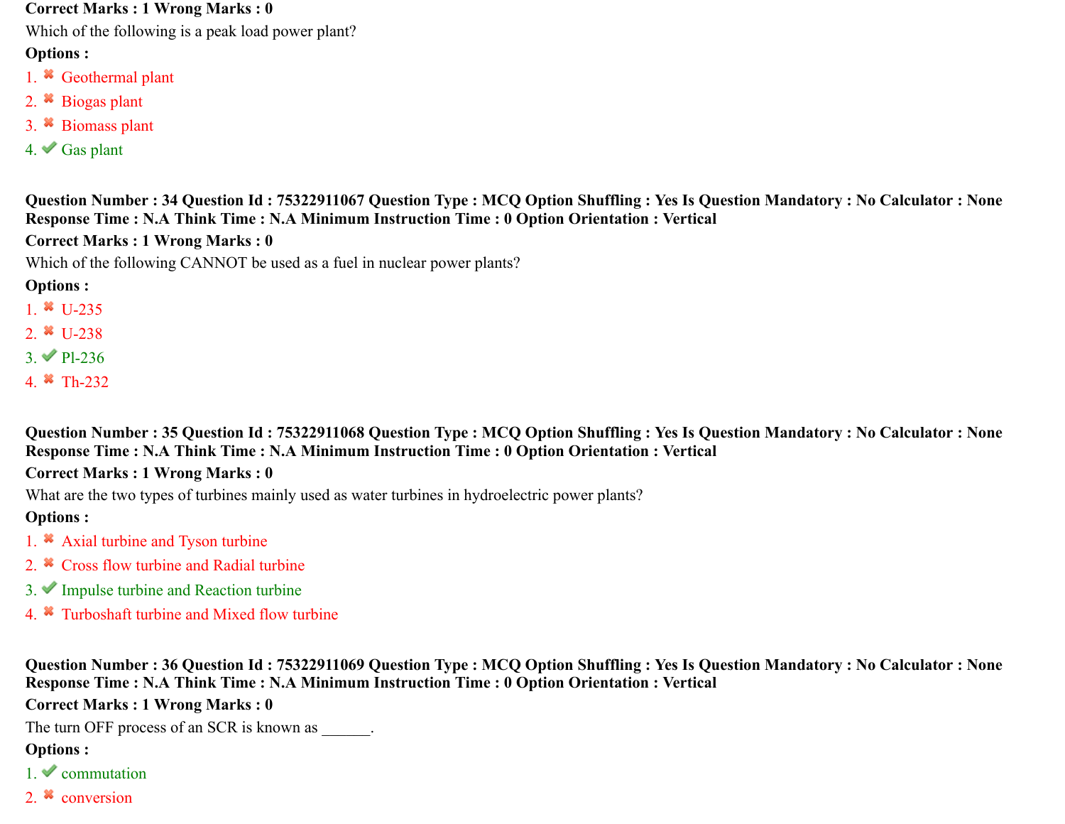**Correct Marks : 1 Wrong Marks : 0**

Which of the following is a peak load power plant?

**Options :**

1. ✖ Geothermal plant
2. ✖ Biogas plant
3. ✖ Biomass plant
4. ✔ Gas plant

**Question Number : 34 Question Id : 75322911067 Question Type : MCQ Option Shuffling : Yes Is Question Mandatory : No Calculator : None Response Time : N.A Think Time : N.A Minimum Instruction Time : 0 Option Orientation : Vertical**

**Correct Marks : 1 Wrong Marks : 0**

Which of the following CANNOT be used as a fuel in nuclear power plants?

**Options :**

1. ✖ U-235
2. ✖ U-238
3. ✔ Pl-236
4. ✖ Th-232

**Question Number : 35 Question Id : 75322911068 Question Type : MCQ Option Shuffling : Yes Is Question Mandatory : No Calculator : None Response Time : N.A Think Time : N.A Minimum Instruction Time : 0 Option Orientation : Vertical**

**Correct Marks : 1 Wrong Marks : 0**

What are the two types of turbines mainly used as water turbines in hydroelectric power plants?

**Options :**

1. ✖ Axial turbine and Tyson turbine
2. ✖ Cross flow turbine and Radial turbine
3. ✔ Impulse turbine and Reaction turbine
4. ✖ Turboshaft turbine and Mixed flow turbine

**Question Number : 36 Question Id : 75322911069 Question Type : MCQ Option Shuffling : Yes Is Question Mandatory : No Calculator : None Response Time : N.A Think Time : N.A Minimum Instruction Time : 0 Option Orientation : Vertical**

**Correct Marks : 1 Wrong Marks : 0**

The turn OFF process of an SCR is known as ______.

**Options :**

1. ✔ commutation
2. ✖ conversion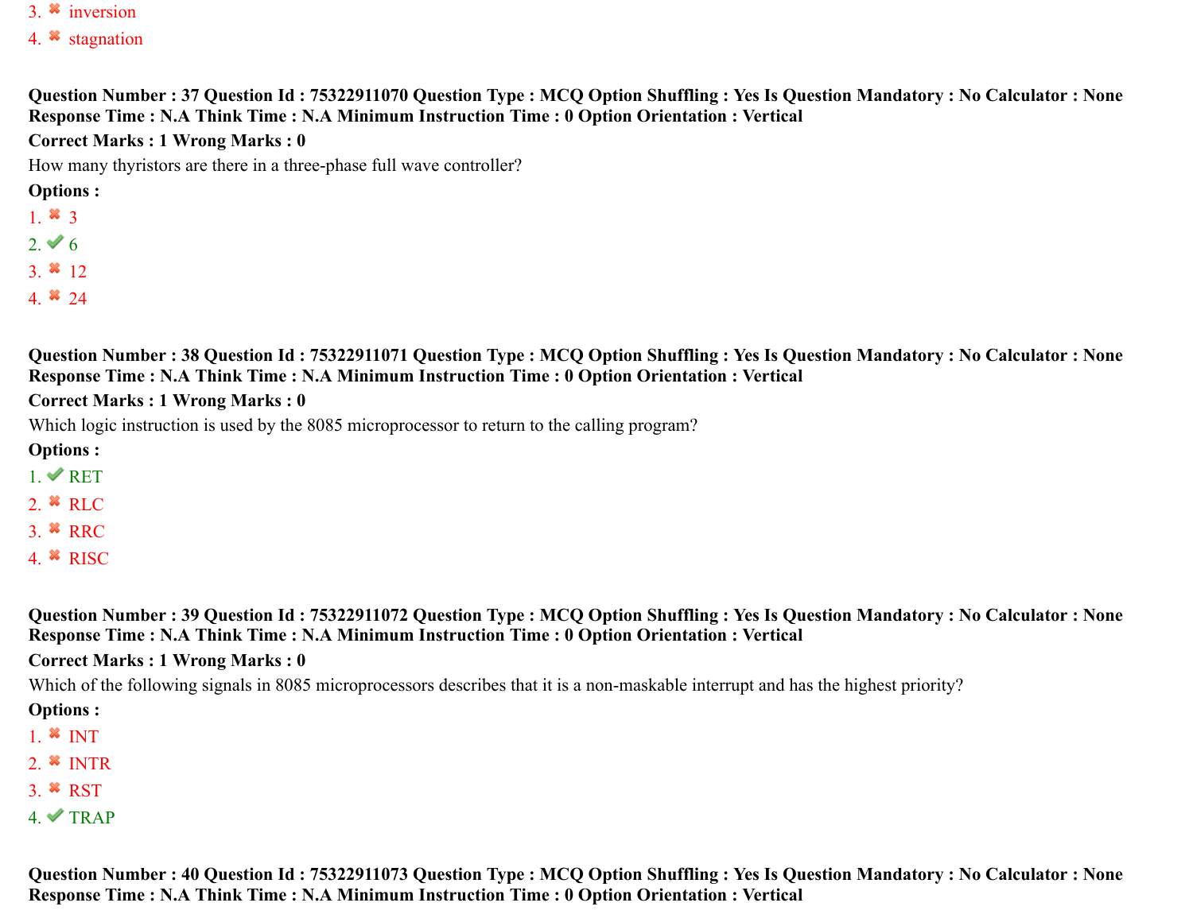3. ✖ inversion
4. ✖ stagnation

**Question Number : 37 Question Id : 75322911070 Question Type : MCQ Option Shuffling : Yes Is Question Mandatory : No Calculator : None Response Time : N.A Think Time : N.A Minimum Instruction Time : 0 Option Orientation : Vertical**

**Correct Marks : 1 Wrong Marks : 0**

How many thyristors are there in a three-phase full wave controller?

**Options :**

1. ✖ 3
2. ✔ 6
3. ✖ 12
4. ✖ 24

**Question Number : 38 Question Id : 75322911071 Question Type : MCQ Option Shuffling : Yes Is Question Mandatory : No Calculator : None Response Time : N.A Think Time : N.A Minimum Instruction Time : 0 Option Orientation : Vertical**

**Correct Marks : 1 Wrong Marks : 0**

Which logic instruction is used by the 8085 microprocessor to return to the calling program?

**Options :**

1. ✔ RET
2. ✖ RLC
3. ✖ RRC
4. ✖ RISC

**Question Number : 39 Question Id : 75322911072 Question Type : MCQ Option Shuffling : Yes Is Question Mandatory : No Calculator : None Response Time : N.A Think Time : N.A Minimum Instruction Time : 0 Option Orientation : Vertical**

**Correct Marks : 1 Wrong Marks : 0**

Which of the following signals in 8085 microprocessors describes that it is a non-maskable interrupt and has the highest priority?

**Options :**

1. ✖ INT
2. ✖ INTR
3. ✖ RST
4. ✔ TRAP

**Question Number : 40 Question Id : 75322911073 Question Type : MCQ Option Shuffling : Yes Is Question Mandatory : No Calculator : None Response Time : N.A Think Time : N.A Minimum Instruction Time : 0 Option Orientation : Vertical**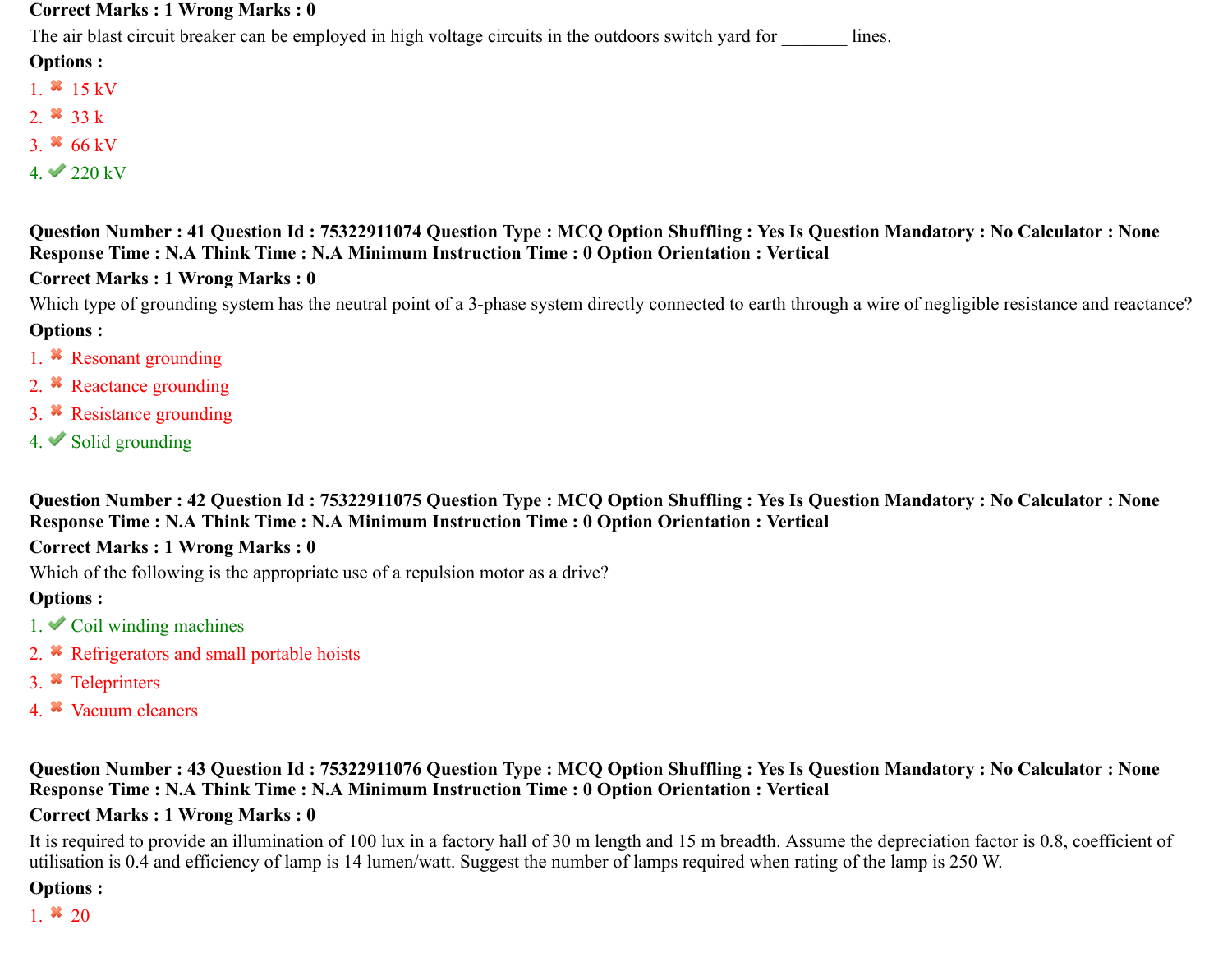**Correct Marks : 1 Wrong Marks : 0**

The air blast circuit breaker can be employed in high voltage circuits in the outdoors switch yard for _______ lines.

**Options :**

1. ✖ 15 kV
2. ✖ 33 k
3. ✖ 66 kV
4. ✔ 220 kV

**Question Number : 41 Question Id : 75322911074 Question Type : MCQ Option Shuffling : Yes Is Question Mandatory : No Calculator : None Response Time : N.A Think Time : N.A Minimum Instruction Time : 0 Option Orientation : Vertical**

**Correct Marks : 1 Wrong Marks : 0**

Which type of grounding system has the neutral point of a 3-phase system directly connected to earth through a wire of negligible resistance and reactance?

**Options :**

1. ✖ Resonant grounding
2. ✖ Reactance grounding
3. ✖ Resistance grounding
4. ✔ Solid grounding

**Question Number : 42 Question Id : 75322911075 Question Type : MCQ Option Shuffling : Yes Is Question Mandatory : No Calculator : None Response Time : N.A Think Time : N.A Minimum Instruction Time : 0 Option Orientation : Vertical**

**Correct Marks : 1 Wrong Marks : 0**

Which of the following is the appropriate use of a repulsion motor as a drive?

**Options :**

1. ✔ Coil winding machines
2. ✖ Refrigerators and small portable hoists
3. ✖ Teleprinters
4. ✖ Vacuum cleaners

**Question Number : 43 Question Id : 75322911076 Question Type : MCQ Option Shuffling : Yes Is Question Mandatory : No Calculator : None Response Time : N.A Think Time : N.A Minimum Instruction Time : 0 Option Orientation : Vertical**

**Correct Marks : 1 Wrong Marks : 0**

It is required to provide an illumination of 100 lux in a factory hall of 30 m length and 15 m breadth. Assume the depreciation factor is 0.8, coefficient of utilisation is 0.4 and efficiency of lamp is 14 lumen/watt. Suggest the number of lamps required when rating of the lamp is 250 W.

**Options :**

1. ✖ 20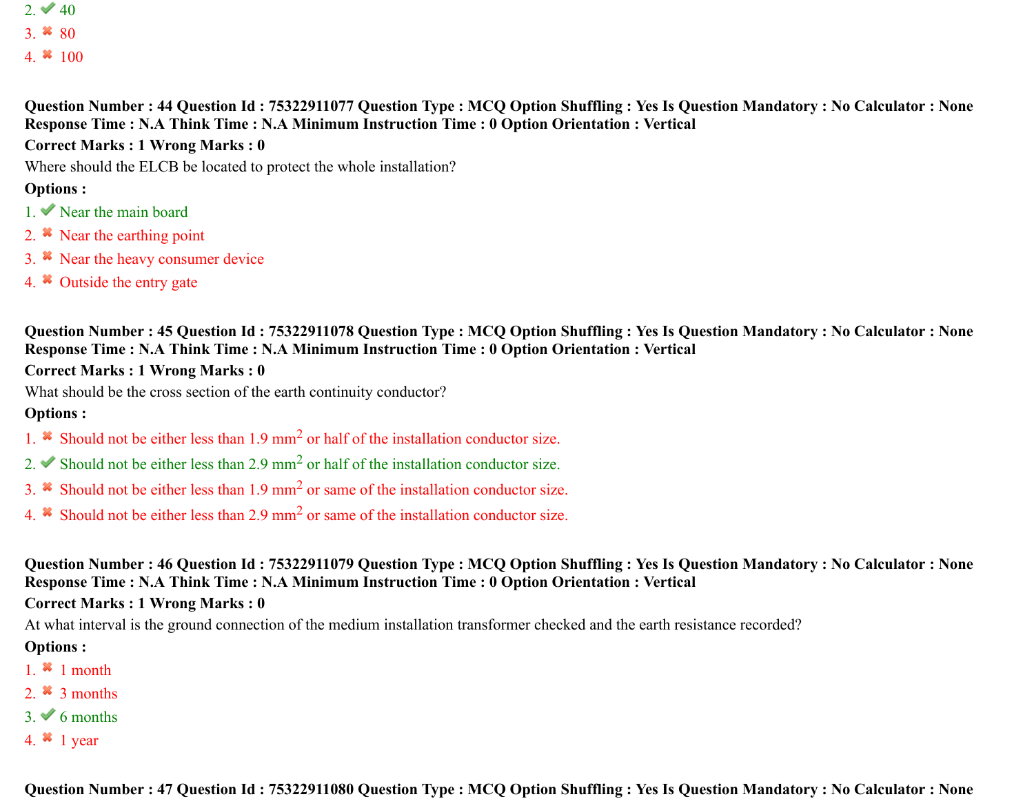2. ✔ 40
3. ✖ 80
4. ✖ 100

**Question Number : 44 Question Id : 75322911077 Question Type : MCQ Option Shuffling : Yes Is Question Mandatory : No Calculator : None Response Time : N.A Think Time : N.A Minimum Instruction Time : 0 Option Orientation : Vertical**

**Correct Marks : 1 Wrong Marks : 0**

Where should the ELCB be located to protect the whole installation?

**Options :**

1. ✔ Near the main board
2. ✖ Near the earthing point
3. ✖ Near the heavy consumer device
4. ✖ Outside the entry gate

**Question Number : 45 Question Id : 75322911078 Question Type : MCQ Option Shuffling : Yes Is Question Mandatory : No Calculator : None Response Time : N.A Think Time : N.A Minimum Instruction Time : 0 Option Orientation : Vertical**

**Correct Marks : 1 Wrong Marks : 0**

What should be the cross section of the earth continuity conductor?

**Options :**

1. ✖ Should not be either less than 1.9 $mm^2$ or half of the installation conductor size.
2. ✔ Should not be either less than 2.9 $mm^2$ or half of the installation conductor size.
3. ✖ Should not be either less than 1.9 $mm^2$ or same of the installation conductor size.
4. ✖ Should not be either less than 2.9 $mm^2$ or same of the installation conductor size.

**Question Number : 46 Question Id : 75322911079 Question Type : MCQ Option Shuffling : Yes Is Question Mandatory : No Calculator : None Response Time : N.A Think Time : N.A Minimum Instruction Time : 0 Option Orientation : Vertical**

**Correct Marks : 1 Wrong Marks : 0**

At what interval is the ground connection of the medium installation transformer checked and the earth resistance recorded?

**Options :**

1. ✖ 1 month
2. ✖ 3 months
3. ✔ 6 months
4. ✖ 1 year

**Question Number : 47 Question Id : 75322911080 Question Type : MCQ Option Shuffling : Yes Is Question Mandatory : No Calculator : None**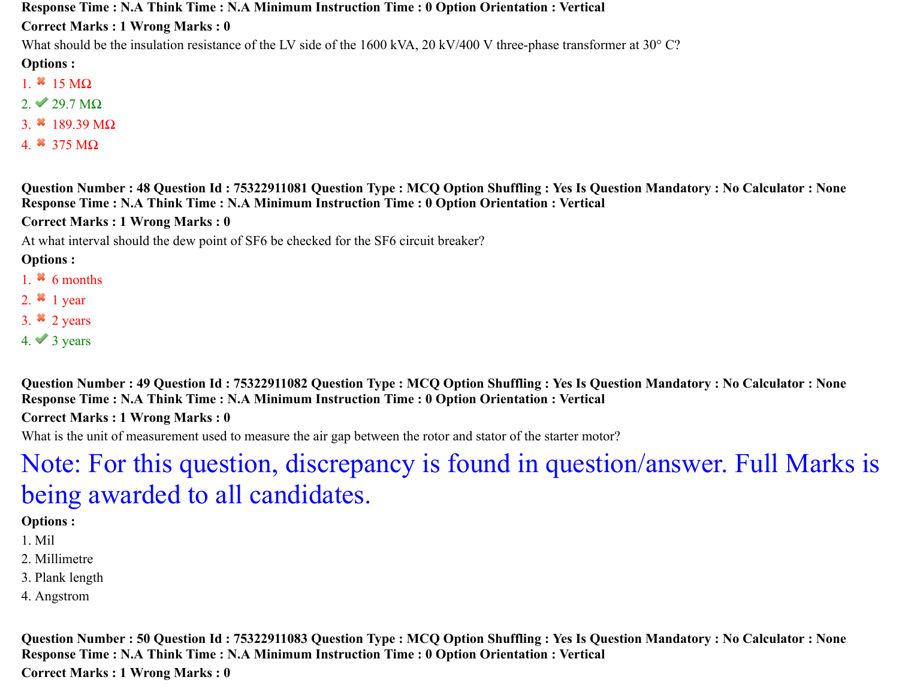**Response Time : N.A Think Time : N.A Minimum Instruction Time : 0 Option Orientation : Vertical**

**Correct Marks : 1 Wrong Marks : 0**

What should be the insulation resistance of the LV side of the 1600 kVA, 20 kV/400 V three-phase transformer at 30° C?

**Options :**

1. ✖ 15 MΩ
2. ✔ 29.7 MΩ
3. ✖ 189.39 MΩ
4. ✖ 375 MΩ

**Question Number : 48 Question Id : 75322911081 Question Type : MCQ Option Shuffling : Yes Is Question Mandatory : No Calculator : None Response Time : N.A Think Time : N.A Minimum Instruction Time : 0 Option Orientation : Vertical**

**Correct Marks : 1 Wrong Marks : 0**

At what interval should the dew point of SF6 be checked for the SF6 circuit breaker?

**Options :**

1. ✖ 6 months
2. ✖ 1 year
3. ✖ 2 years
4. ✔ 3 years

**Question Number : 49 Question Id : 75322911082 Question Type : MCQ Option Shuffling : Yes Is Question Mandatory : No Calculator : None Response Time : N.A Think Time : N.A Minimum Instruction Time : 0 Option Orientation : Vertical**

**Correct Marks : 1 Wrong Marks : 0**

What is the unit of measurement used to measure the air gap between the rotor and stator of the starter motor?

Note: For this question, discrepancy is found in question/answer. Full Marks is being awarded to all candidates.

**Options :**

1. Mil
2. Millimetre
3. Plank length
4. Angstrom

**Question Number : 50 Question Id : 75322911083 Question Type : MCQ Option Shuffling : Yes Is Question Mandatory : No Calculator : None Response Time : N.A Think Time : N.A Minimum Instruction Time : 0 Option Orientation : Vertical**

**Correct Marks : 1 Wrong Marks : 0**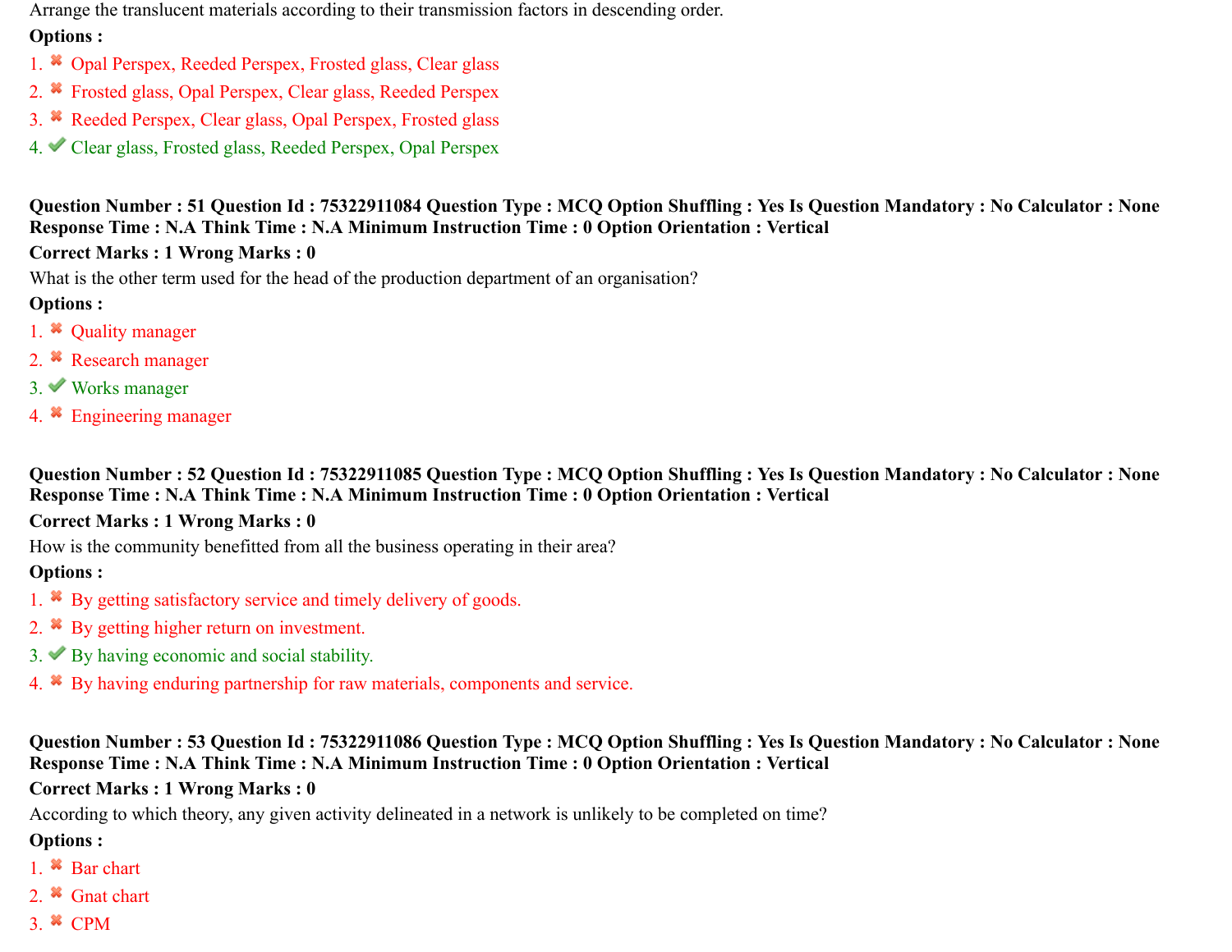Arrange the translucent materials according to their transmission factors in descending order.

**Options :**

1. ✖ Opal Perspex, Reeded Perspex, Frosted glass, Clear glass
2. ✖ Frosted glass, Opal Perspex, Clear glass, Reeded Perspex
3. ✖ Reeded Perspex, Clear glass, Opal Perspex, Frosted glass
4. ✔ Clear glass, Frosted glass, Reeded Perspex, Opal Perspex

**Question Number : 51 Question Id : 75322911084 Question Type : MCQ Option Shuffling : Yes Is Question Mandatory : No Calculator : None Response Time : N.A Think Time : N.A Minimum Instruction Time : 0 Option Orientation : Vertical**

**Correct Marks : 1 Wrong Marks : 0**

What is the other term used for the head of the production department of an organisation?

**Options :**

1. ✖ Quality manager
2. ✖ Research manager
3. ✔ Works manager
4. ✖ Engineering manager

**Question Number : 52 Question Id : 75322911085 Question Type : MCQ Option Shuffling : Yes Is Question Mandatory : No Calculator : None Response Time : N.A Think Time : N.A Minimum Instruction Time : 0 Option Orientation : Vertical**

**Correct Marks : 1 Wrong Marks : 0**

How is the community benefitted from all the business operating in their area?

**Options :**

1. ✖ By getting satisfactory service and timely delivery of goods.
2. ✖ By getting higher return on investment.
3. ✔ By having economic and social stability.
4. ✖ By having enduring partnership for raw materials, components and service.

**Question Number : 53 Question Id : 75322911086 Question Type : MCQ Option Shuffling : Yes Is Question Mandatory : No Calculator : None Response Time : N.A Think Time : N.A Minimum Instruction Time : 0 Option Orientation : Vertical**

**Correct Marks : 1 Wrong Marks : 0**

According to which theory, any given activity delineated in a network is unlikely to be completed on time?

**Options :**

1. ✖ Bar chart
2. ✖ Gnat chart
3. ✖ CPM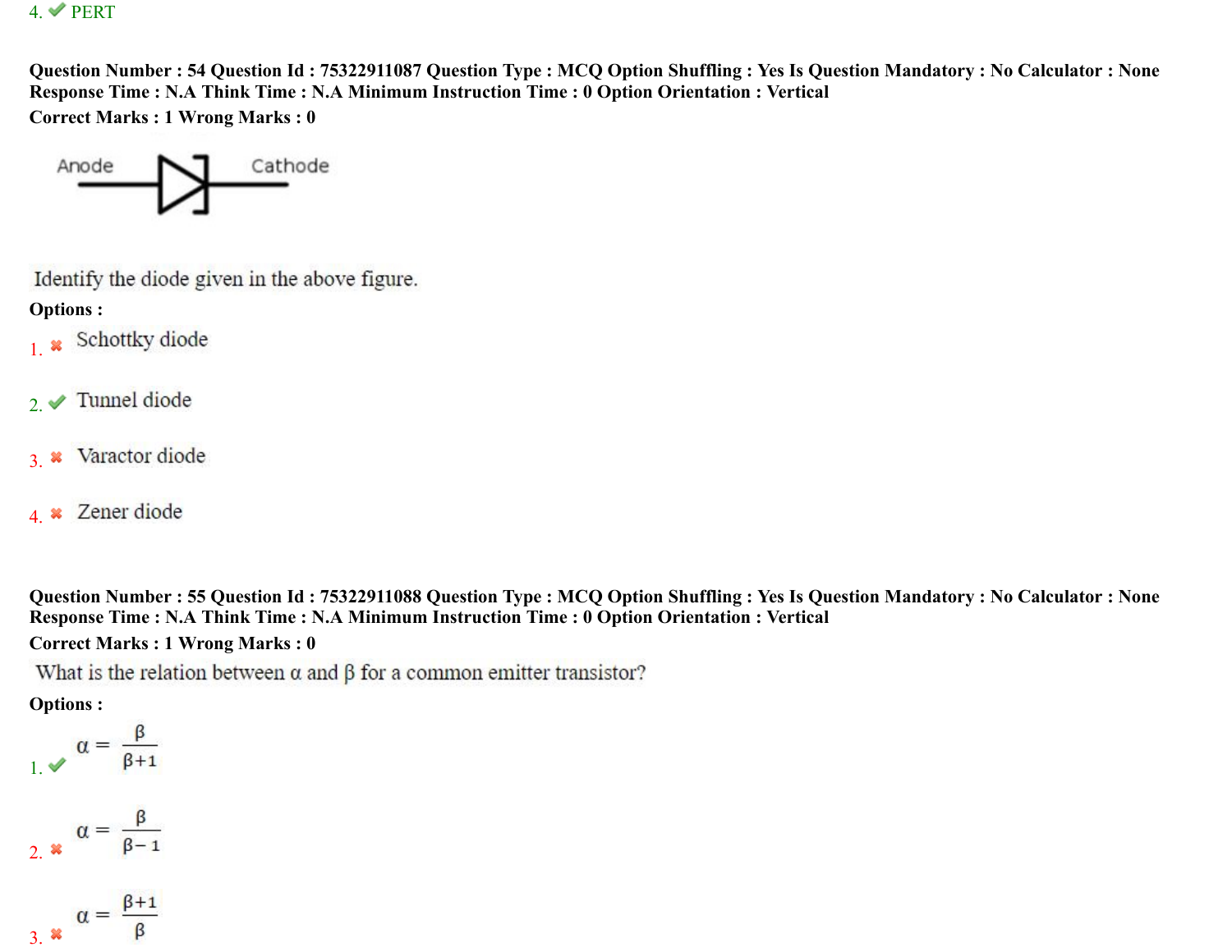4. ✔ PERT

**Question Number : 54 Question Id : 75322911087 Question Type : MCQ Option Shuffling : Yes Is Question Mandatory : No Calculator : None Response Time : N.A Think Time : N.A Minimum Instruction Time : 0 Option Orientation : Vertical**
**Correct Marks : 1 Wrong Marks : 0**

Anode Cathode

Identify the diode given in the above figure.

**Options :**

1. ✖ Schottky diode

2. ✔ Tunnel diode

3. ✖ Varactor diode

4. ✖ Zener diode

**Question Number : 55 Question Id : 75322911088 Question Type : MCQ Option Shuffling : Yes Is Question Mandatory : No Calculator : None Response Time : N.A Think Time : N.A Minimum Instruction Time : 0 Option Orientation : Vertical**
**Correct Marks : 1 Wrong Marks : 0**

What is the relation between α and β for a common emitter transistor?

**Options :**

1. ✔ $\alpha = \frac{\beta}{\beta+1}$

2. ✖ $\alpha = \frac{\beta}{\beta-1}$

3. ✖ $\alpha = \frac{\beta+1}{\beta}$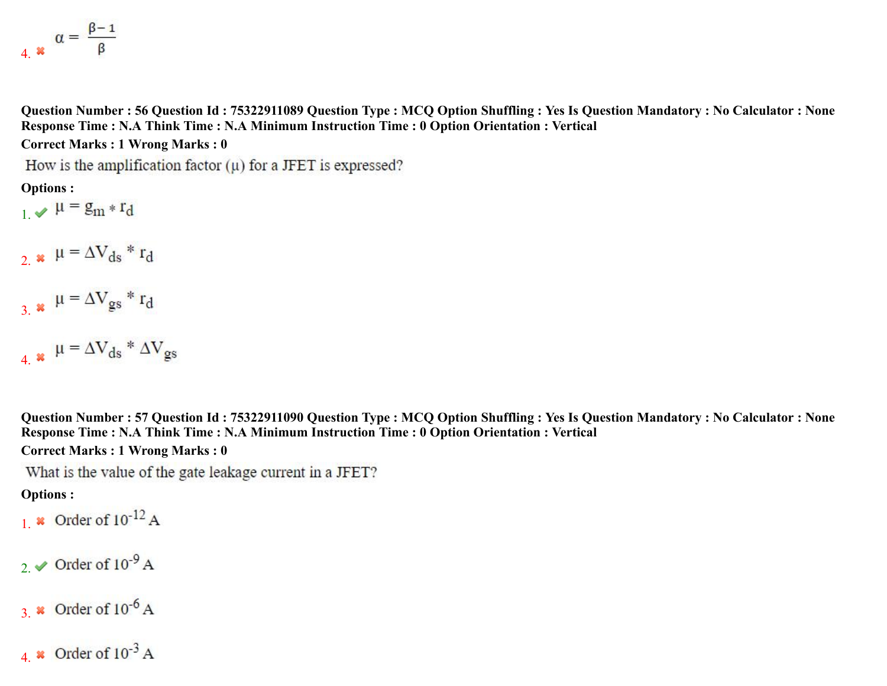4. ✖ $\alpha = \frac{\beta - 1}{\beta}$

**Question Number : 56 Question Id : 75322911089 Question Type : MCQ Option Shuffling : Yes Is Question Mandatory : No Calculator : None Response Time : N.A Think Time : N.A Minimum Instruction Time : 0 Option Orientation : Vertical**

**Correct Marks : 1 Wrong Marks : 0**

How is the amplification factor (μ) for a JFET is expressed?

**Options :**

1. ✔ $\mu = g_m * r_d$

2. ✖ $\mu = \Delta V_{ds} * r_d$

3. ✖ $\mu = \Delta V_{gs} * r_d$

4. ✖ $\mu = \Delta V_{ds} * \Delta V_{gs}$

**Question Number : 57 Question Id : 75322911090 Question Type : MCQ Option Shuffling : Yes Is Question Mandatory : No Calculator : None Response Time : N.A Think Time : N.A Minimum Instruction Time : 0 Option Orientation : Vertical**

**Correct Marks : 1 Wrong Marks : 0**

What is the value of the gate leakage current in a JFET?

**Options :**

1. ✖ Order of $10^{-12}$ A

2. ✔ Order of $10^{-9}$ A

3. ✖ Order of $10^{-6}$ A

4. ✖ Order of $10^{-3}$ A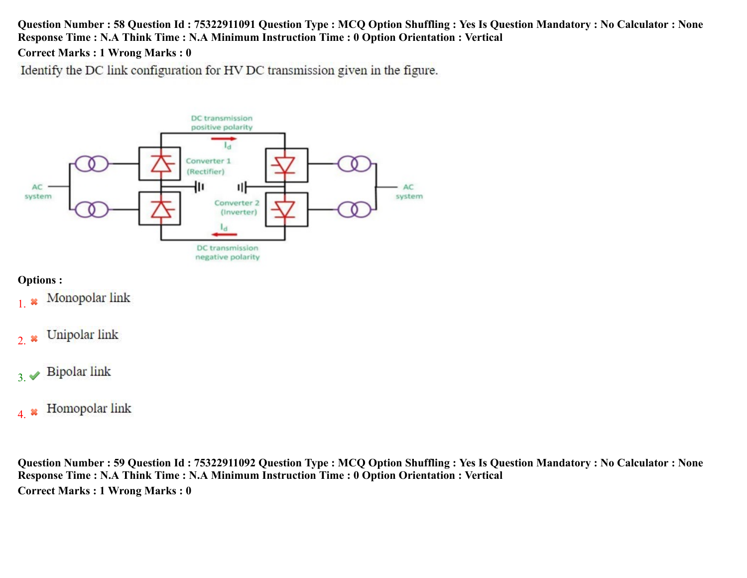**Question Number : 58 Question Id : 75322911091 Question Type : MCQ Option Shuffling : Yes Is Question Mandatory : No Calculator : None Response Time : N.A Think Time : N.A Minimum Instruction Time : 0 Option Orientation : Vertical**

**Correct Marks : 1 Wrong Marks : 0**

Identify the DC link configuration for HV DC transmission given in the figure.

DC transmission positive polarity

$I_d$

Converter 1 (Rectifier)

AC system

Converter 2 (Inverter)

AC system

$I_d$

DC transmission negative polarity

**Options :**

1. ✖ Monopolar link

2. ✖ Unipolar link

3. ✔ Bipolar link

4. ✖ Homopolar link

**Question Number : 59 Question Id : 75322911092 Question Type : MCQ Option Shuffling : Yes Is Question Mandatory : No Calculator : None Response Time : N.A Think Time : N.A Minimum Instruction Time : 0 Option Orientation : Vertical**

**Correct Marks : 1 Wrong Marks : 0**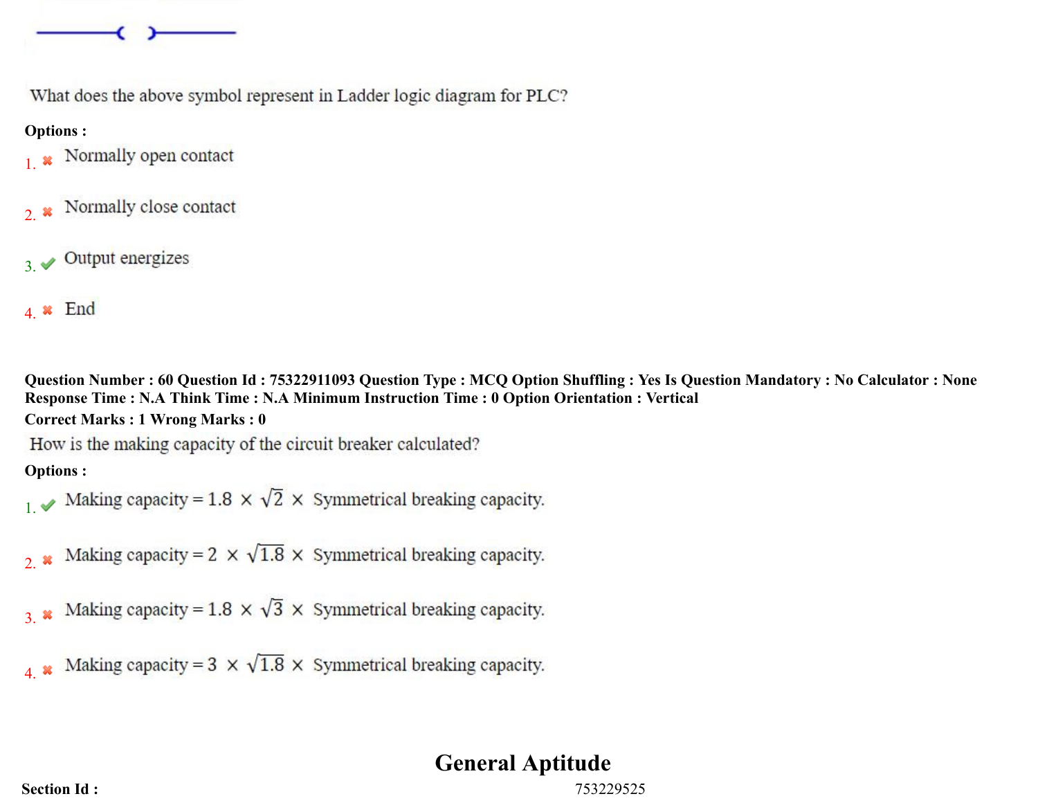What does the above symbol represent in Ladder logic diagram for PLC?

**Options :**

1. ✖ Normally open contact

2. ✖ Normally close contact

3. ✔ Output energizes

4. ✖ End

**Question Number : 60 Question Id : 75322911093 Question Type : MCQ Option Shuffling : Yes Is Question Mandatory : No Calculator : None Response Time : N.A Think Time : N.A Minimum Instruction Time : 0 Option Orientation : Vertical**

**Correct Marks : 1 Wrong Marks : 0**

How is the making capacity of the circuit breaker calculated?

**Options :**

1. ✔ Making capacity = $1.8 \times \sqrt{2} \times$ Symmetrical breaking capacity.

2. ✖ Making capacity = $2 \times \sqrt{1.8} \times$ Symmetrical breaking capacity.

3. ✖ Making capacity = $1.8 \times \sqrt{3} \times$ Symmetrical breaking capacity.

4. ✖ Making capacity = $3 \times \sqrt{1.8} \times$ Symmetrical breaking capacity.

# General Aptitude

**Section Id :** 753229525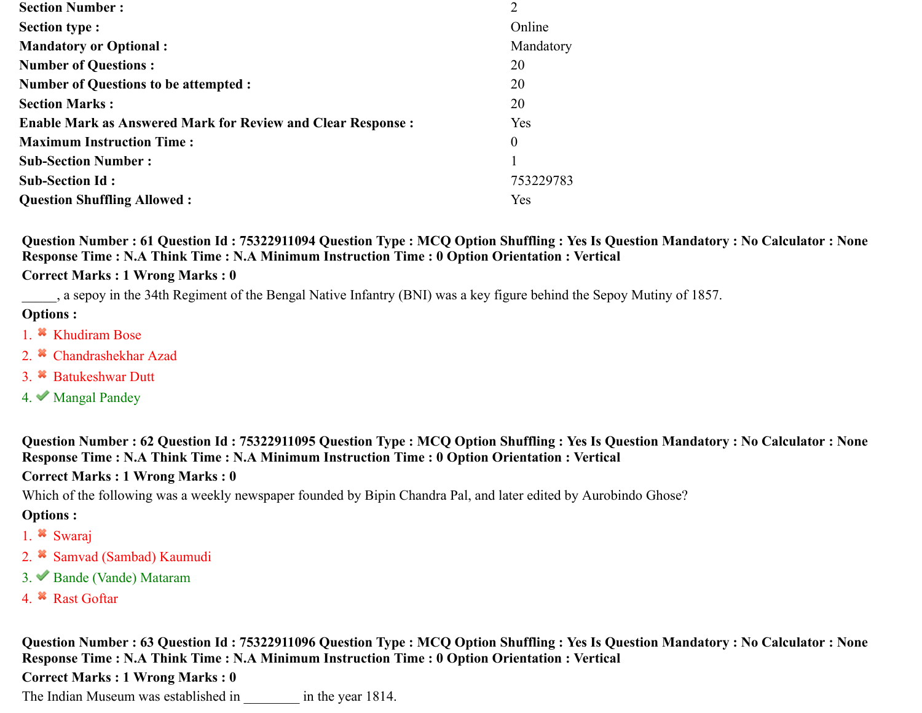| | |
|---|---|
| **Section Number :** | 2 |
| **Section type :** | Online |
| **Mandatory or Optional :** | Mandatory |
| **Number of Questions :** | 20 |
| **Number of Questions to be attempted :** | 20 |
| **Section Marks :** | 20 |
| **Enable Mark as Answered Mark for Review and Clear Response :** | Yes |
| **Maximum Instruction Time :** | 0 |
| **Sub-Section Number :** | 1 |
| **Sub-Section Id :** | 753229783 |
| **Question Shuffling Allowed :** | Yes |

**Question Number : 61 Question Id : 75322911094 Question Type : MCQ Option Shuffling : Yes Is Question Mandatory : No Calculator : None Response Time : N.A Think Time : N.A Minimum Instruction Time : 0 Option Orientation : Vertical**

**Correct Marks : 1 Wrong Marks : 0**

_____, a sepoy in the 34th Regiment of the Bengal Native Infantry (BNI) was a key figure behind the Sepoy Mutiny of 1857.

**Options :**

1. ✖ Khudiram Bose
2. ✖ Chandrashekhar Azad
3. ✖ Batukeshwar Dutt
4. ✔ Mangal Pandey

**Question Number : 62 Question Id : 75322911095 Question Type : MCQ Option Shuffling : Yes Is Question Mandatory : No Calculator : None Response Time : N.A Think Time : N.A Minimum Instruction Time : 0 Option Orientation : Vertical**

**Correct Marks : 1 Wrong Marks : 0**

Which of the following was a weekly newspaper founded by Bipin Chandra Pal, and later edited by Aurobindo Ghose?

**Options :**

1. ✖ Swaraj
2. ✖ Samvad (Sambad) Kaumudi
3. ✔ Bande (Vande) Mataram
4. ✖ Rast Goftar

**Question Number : 63 Question Id : 75322911096 Question Type : MCQ Option Shuffling : Yes Is Question Mandatory : No Calculator : None Response Time : N.A Think Time : N.A Minimum Instruction Time : 0 Option Orientation : Vertical**

**Correct Marks : 1 Wrong Marks : 0**

The Indian Museum was established in ________ in the year 1814.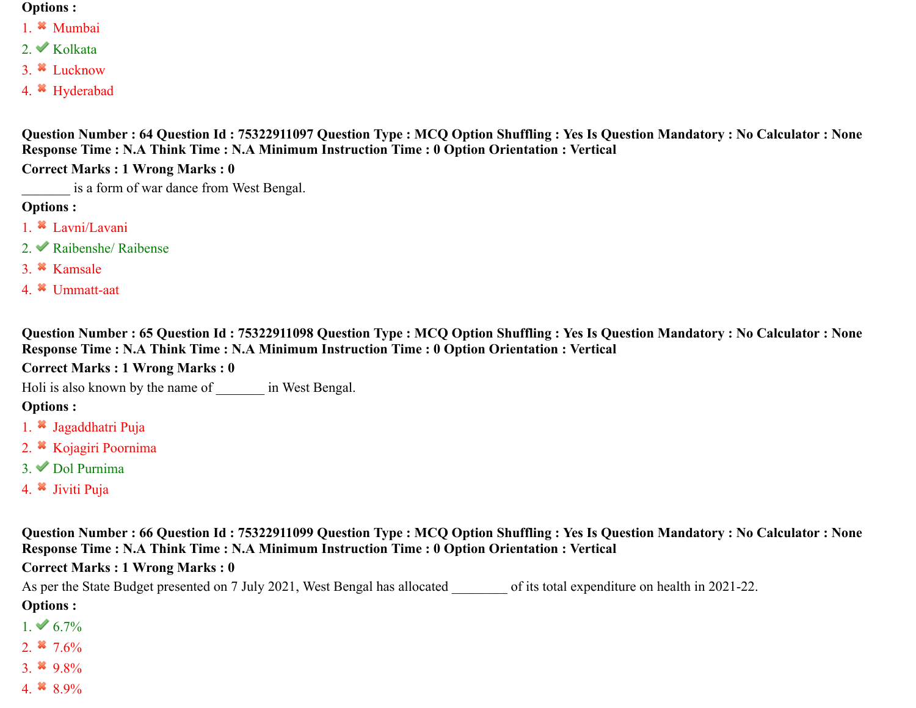**Options :**

1. ✖ Mumbai
2. ✔ Kolkata
3. ✖ Lucknow
4. ✖ Hyderabad

**Question Number : 64 Question Id : 75322911097 Question Type : MCQ Option Shuffling : Yes Is Question Mandatory : No Calculator : None Response Time : N.A Think Time : N.A Minimum Instruction Time : 0 Option Orientation : Vertical**

**Correct Marks : 1 Wrong Marks : 0**

_______ is a form of war dance from West Bengal.

**Options :**

1. ✖ Lavni/Lavani
2. ✔ Raibenshe/ Raibense
3. ✖ Kamsale
4. ✖ Ummatt-aat

**Question Number : 65 Question Id : 75322911098 Question Type : MCQ Option Shuffling : Yes Is Question Mandatory : No Calculator : None Response Time : N.A Think Time : N.A Minimum Instruction Time : 0 Option Orientation : Vertical**

**Correct Marks : 1 Wrong Marks : 0**

Holi is also known by the name of _______ in West Bengal.

**Options :**

1. ✖ Jagaddhatri Puja
2. ✖ Kojagiri Poornima
3. ✔ Dol Purnima
4. ✖ Jiviti Puja

**Question Number : 66 Question Id : 75322911099 Question Type : MCQ Option Shuffling : Yes Is Question Mandatory : No Calculator : None Response Time : N.A Think Time : N.A Minimum Instruction Time : 0 Option Orientation : Vertical**

**Correct Marks : 1 Wrong Marks : 0**

As per the State Budget presented on 7 July 2021, West Bengal has allocated ________ of its total expenditure on health in 2021-22.

**Options :**

1. ✔ 6.7%
2. ✖ 7.6%
3. ✖ 9.8%
4. ✖ 8.9%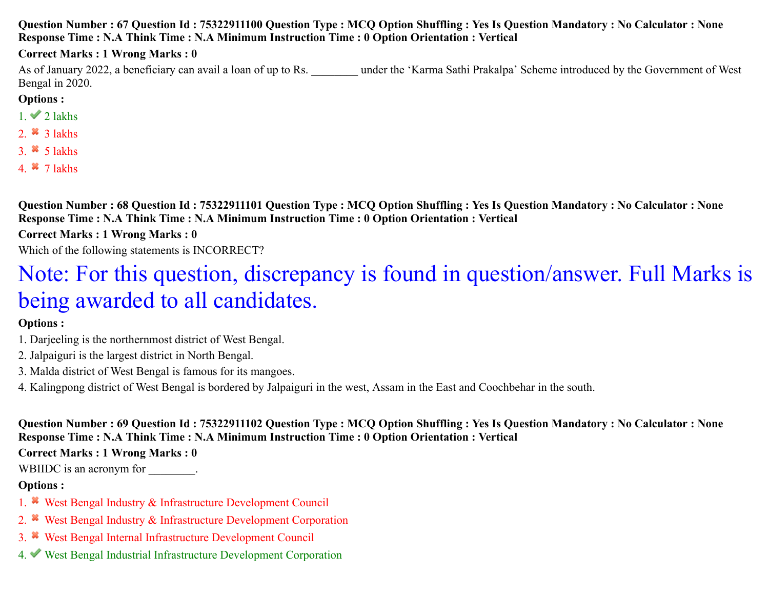**Question Number : 67 Question Id : 75322911100 Question Type : MCQ Option Shuffling : Yes Is Question Mandatory : No Calculator : None Response Time : N.A Think Time : N.A Minimum Instruction Time : 0 Option Orientation : Vertical**

**Correct Marks : 1 Wrong Marks : 0**

As of January 2022, a beneficiary can avail a loan of up to Rs. ________ under the 'Karma Sathi Prakalpa' Scheme introduced by the Government of West Bengal in 2020.

**Options :**

1. ✔ 2 lakhs
2. ✖ 3 lakhs
3. ✖ 5 lakhs
4. ✖ 7 lakhs

**Question Number : 68 Question Id : 75322911101 Question Type : MCQ Option Shuffling : Yes Is Question Mandatory : No Calculator : None Response Time : N.A Think Time : N.A Minimum Instruction Time : 0 Option Orientation : Vertical**

**Correct Marks : 1 Wrong Marks : 0**

Which of the following statements is INCORRECT?

Note: For this question, discrepancy is found in question/answer. Full Marks is being awarded to all candidates.

**Options :**

1. Darjeeling is the northernmost district of West Bengal.
2. Jalpaiguri is the largest district in North Bengal.
3. Malda district of West Bengal is famous for its mangoes.
4. Kalingpong district of West Bengal is bordered by Jalpaiguri in the west, Assam in the East and Coochbehar in the south.

**Question Number : 69 Question Id : 75322911102 Question Type : MCQ Option Shuffling : Yes Is Question Mandatory : No Calculator : None Response Time : N.A Think Time : N.A Minimum Instruction Time : 0 Option Orientation : Vertical**

**Correct Marks : 1 Wrong Marks : 0**

WBIIDC is an acronym for ________.

**Options :**

1. ✖ West Bengal Industry & Infrastructure Development Council
2. ✖ West Bengal Industry & Infrastructure Development Corporation
3. ✖ West Bengal Internal Infrastructure Development Council
4. ✔ West Bengal Industrial Infrastructure Development Corporation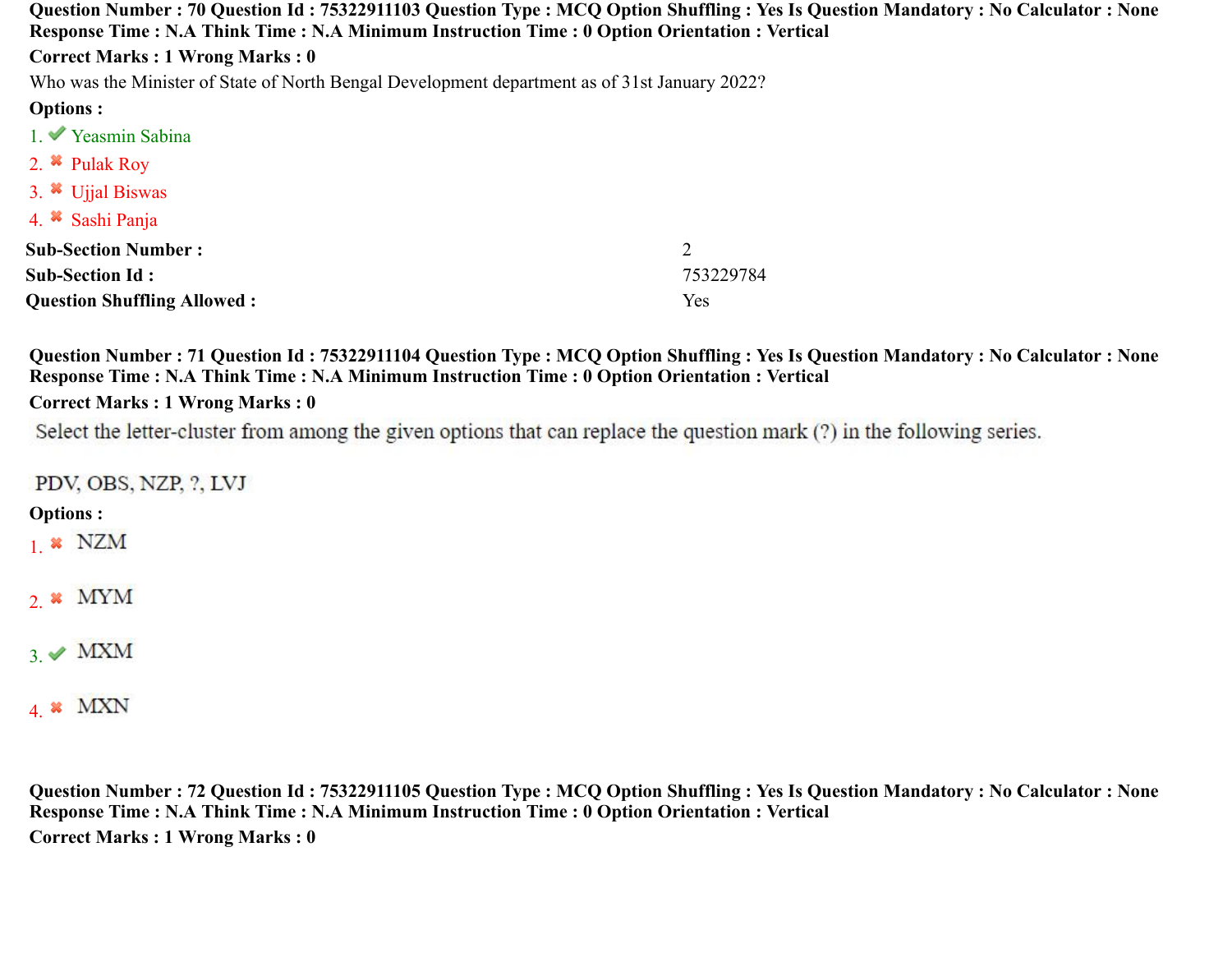**Question Number : 70 Question Id : 75322911103 Question Type : MCQ Option Shuffling : Yes Is Question Mandatory : No Calculator : None Response Time : N.A Think Time : N.A Minimum Instruction Time : 0 Option Orientation : Vertical**

**Correct Marks : 1 Wrong Marks : 0**

Who was the Minister of State of North Bengal Development department as of 31st January 2022?

**Options :**

1. ✔ Yeasmin Sabina
2. ✖ Pulak Roy
3. ✖ Ujjal Biswas
4. ✖ Sashi Panja

| | |
|---|---|
| **Sub-Section Number :** | 2 |
| **Sub-Section Id :** | 753229784 |
| **Question Shuffling Allowed :** | Yes |

**Question Number : 71 Question Id : 75322911104 Question Type : MCQ Option Shuffling : Yes Is Question Mandatory : No Calculator : None Response Time : N.A Think Time : N.A Minimum Instruction Time : 0 Option Orientation : Vertical**

**Correct Marks : 1 Wrong Marks : 0**

Select the letter-cluster from among the given options that can replace the question mark (?) in the following series.

PDV, OBS, NZP, ?, LVJ

**Options :**

1. ✖ NZM
2. ✖ MYM
3. ✔ MXM
4. ✖ MXN

**Question Number : 72 Question Id : 75322911105 Question Type : MCQ Option Shuffling : Yes Is Question Mandatory : No Calculator : None Response Time : N.A Think Time : N.A Minimum Instruction Time : 0 Option Orientation : Vertical**

**Correct Marks : 1 Wrong Marks : 0**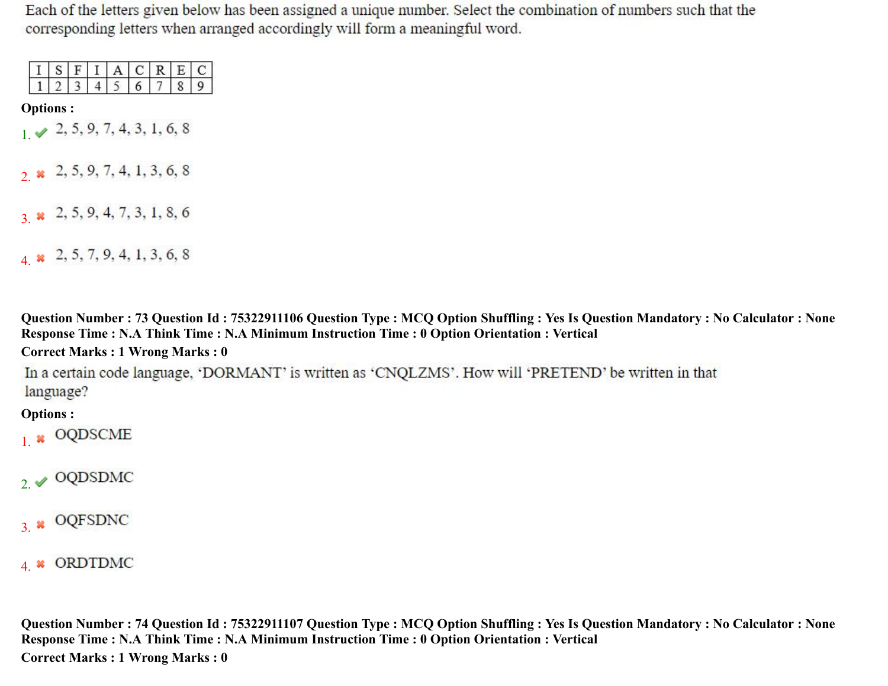Each of the letters given below has been assigned a unique number. Select the combination of numbers such that the corresponding letters when arranged accordingly will form a meaningful word.

| I | S | F | I | A | C | R | E | C |
|---|---|---|---|---|---|---|---|---|
| 1 | 2 | 3 | 4 | 5 | 6 | 7 | 8 | 9 |

**Options :**

1. ✔ 2, 5, 9, 7, 4, 3, 1, 6, 8
2. ✖ 2, 5, 9, 7, 4, 1, 3, 6, 8
3. ✖ 2, 5, 9, 4, 7, 3, 1, 8, 6
4. ✖ 2, 5, 7, 9, 4, 1, 3, 6, 8

**Question Number : 73 Question Id : 75322911106 Question Type : MCQ Option Shuffling : Yes Is Question Mandatory : No Calculator : None Response Time : N.A Think Time : N.A Minimum Instruction Time : 0 Option Orientation : Vertical**

**Correct Marks : 1 Wrong Marks : 0**

In a certain code language, ‘DORMANT’ is written as ‘CNQLZMS’. How will ‘PRETEND’ be written in that language?

**Options :**

1. ✖ OQDSCME
2. ✔ OQDSDMC
3. ✖ OQFSDNC
4. ✖ ORDTDMC

**Question Number : 74 Question Id : 75322911107 Question Type : MCQ Option Shuffling : Yes Is Question Mandatory : No Calculator : None Response Time : N.A Think Time : N.A Minimum Instruction Time : 0 Option Orientation : Vertical**

**Correct Marks : 1 Wrong Marks : 0**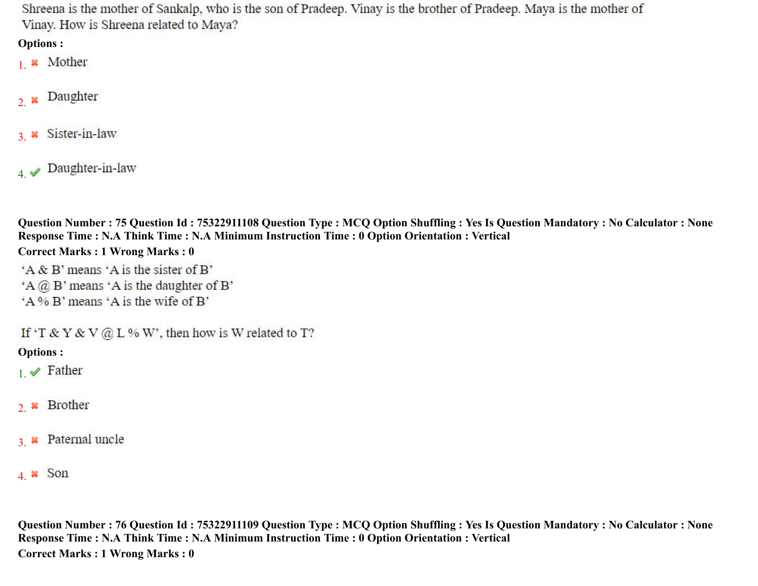Shreena is the mother of Sankalp, who is the son of Pradeep. Vinay is the brother of Pradeep. Maya is the mother of Vinay. How is Shreena related to Maya?

**Options :**

1. ✖ Mother

2. ✖ Daughter

3. ✖ Sister-in-law

4. ✔ Daughter-in-law

**Question Number : 75 Question Id : 75322911108 Question Type : MCQ Option Shuffling : Yes Is Question Mandatory : No Calculator : None Response Time : N.A Think Time : N.A Minimum Instruction Time : 0 Option Orientation : Vertical**

**Correct Marks : 1 Wrong Marks : 0**

'A & B' means 'A is the sister of B'
'A @ B' means 'A is the daughter of B'
'A % B' means 'A is the wife of B'

If 'T & Y & V @ L % W', then how is W related to T?

**Options :**

1. ✔ Father

2. ✖ Brother

3. ✖ Paternal uncle

4. ✖ Son

**Question Number : 76 Question Id : 75322911109 Question Type : MCQ Option Shuffling : Yes Is Question Mandatory : No Calculator : None Response Time : N.A Think Time : N.A Minimum Instruction Time : 0 Option Orientation : Vertical**

**Correct Marks : 1 Wrong Marks : 0**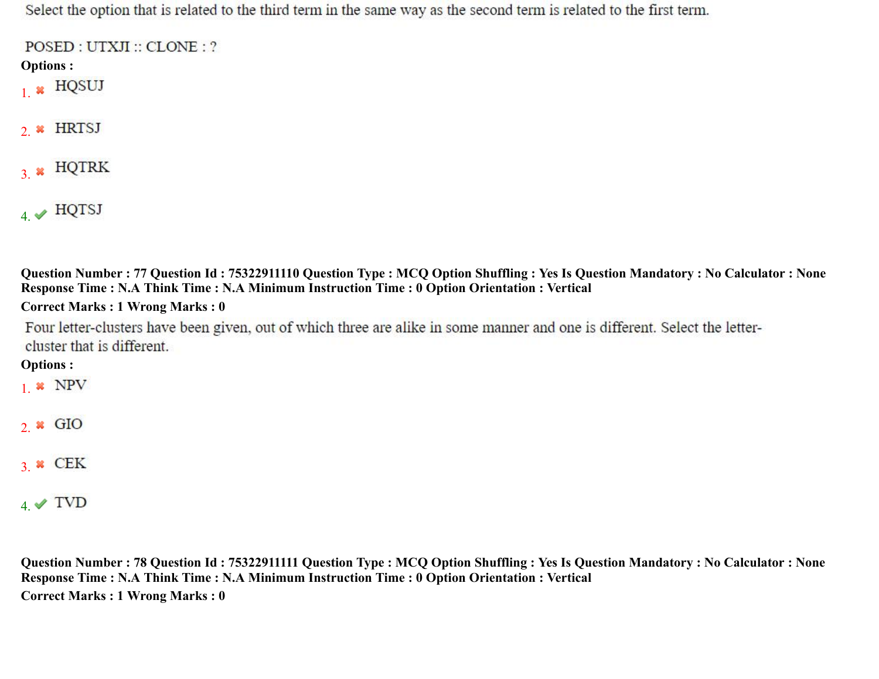Select the option that is related to the third term in the same way as the second term is related to the first term.

POSED : UTXJI :: CLONE : ?

**Options :**

1. ✖ HQSUJ

2. ✖ HRTSJ

3. ✖ HQTRK

4. ✔ HQTSJ

**Question Number : 77 Question Id : 75322911110 Question Type : MCQ Option Shuffling : Yes Is Question Mandatory : No Calculator : None Response Time : N.A Think Time : N.A Minimum Instruction Time : 0 Option Orientation : Vertical**

**Correct Marks : 1 Wrong Marks : 0**

Four letter-clusters have been given, out of which three are alike in some manner and one is different. Select the letter-cluster that is different.

**Options :**

1. ✖ NPV

2. ✖ GIO

3. ✖ CEK

4. ✔ TVD

**Question Number : 78 Question Id : 75322911111 Question Type : MCQ Option Shuffling : Yes Is Question Mandatory : No Calculator : None Response Time : N.A Think Time : N.A Minimum Instruction Time : 0 Option Orientation : Vertical**

**Correct Marks : 1 Wrong Marks : 0**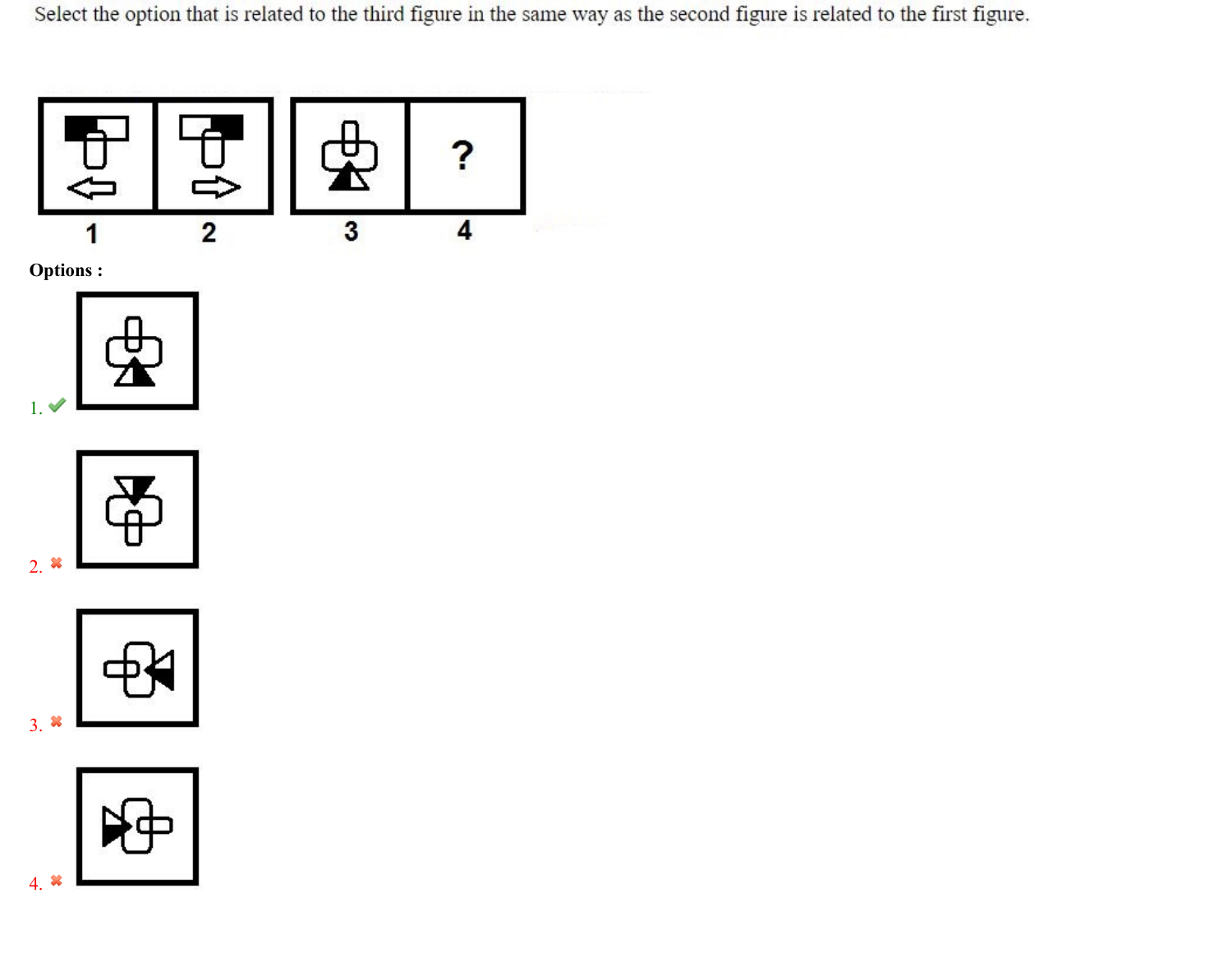Select the option that is related to the third figure in the same way as the second figure is related to the first figure.

1 2 3 4

?

**Options :**

1. ✔

2. ✖

3. ✖

4. ✖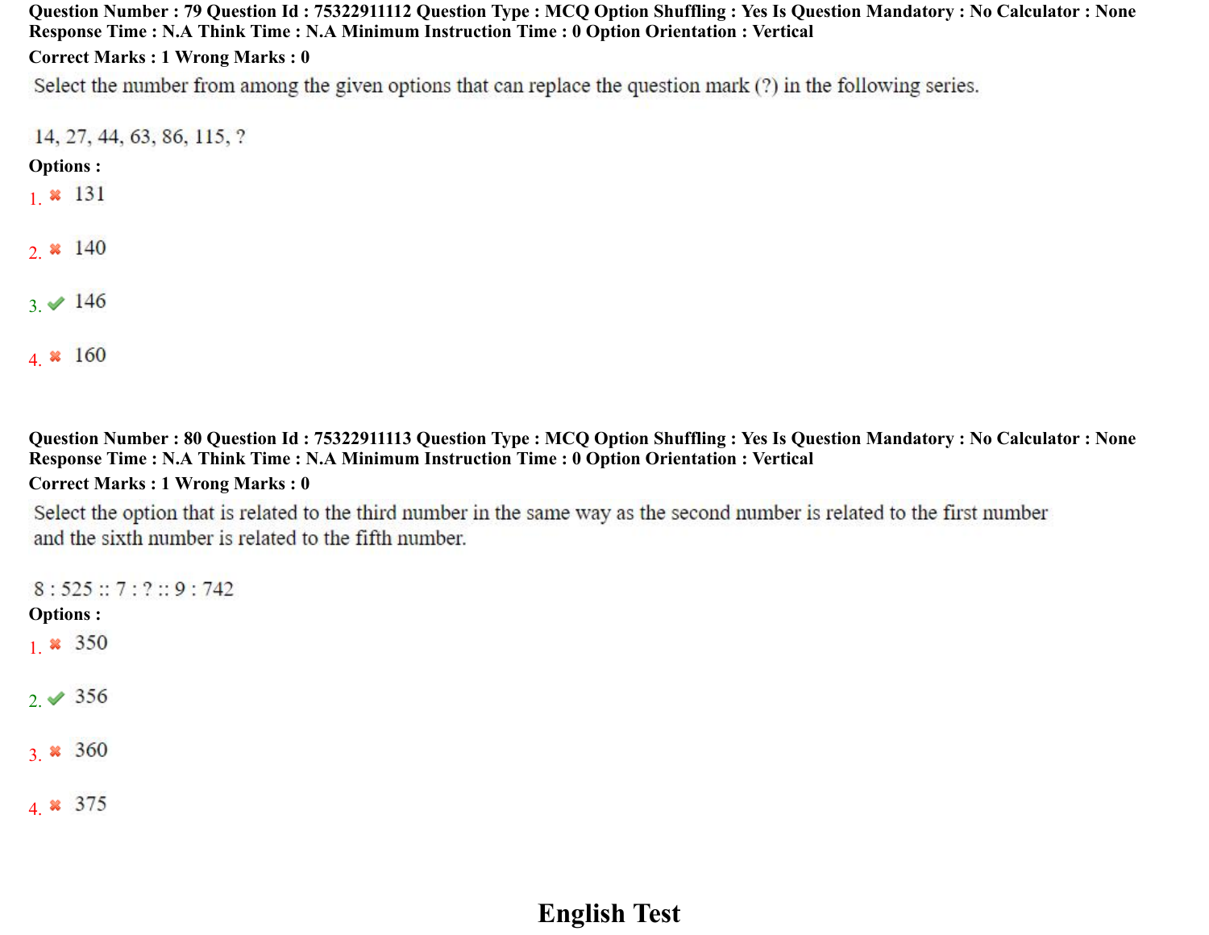**Question Number : 79 Question Id : 75322911112 Question Type : MCQ Option Shuffling : Yes Is Question Mandatory : No Calculator : None Response Time : N.A Think Time : N.A Minimum Instruction Time : 0 Option Orientation : Vertical**

**Correct Marks : 1 Wrong Marks : 0**

Select the number from among the given options that can replace the question mark (?) in the following series.

14, 27, 44, 63, 86, 115, ?

**Options :**

1. ✖ 131

2. ✖ 140

3. ✔ 146

4. ✖ 160

**Question Number : 80 Question Id : 75322911113 Question Type : MCQ Option Shuffling : Yes Is Question Mandatory : No Calculator : None Response Time : N.A Think Time : N.A Minimum Instruction Time : 0 Option Orientation : Vertical**

**Correct Marks : 1 Wrong Marks : 0**

Select the option that is related to the third number in the same way as the second number is related to the first number and the sixth number is related to the fifth number.

8 : 525 :: 7 : ? :: 9 : 742

**Options :**

1. ✖ 350

2. ✔ 356

3. ✖ 360

4. ✖ 375

# English Test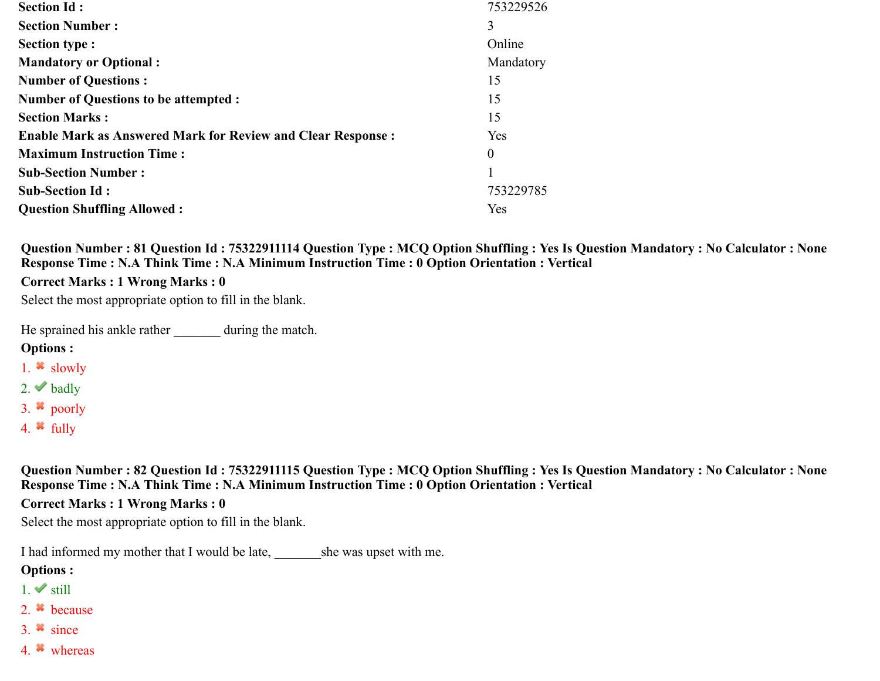**Section Id :** 753229526
**Section Number :** 3
**Section type :** Online
**Mandatory or Optional :** Mandatory
**Number of Questions :** 15
**Number of Questions to be attempted :** 15
**Section Marks :** 15
**Enable Mark as Answered Mark for Review and Clear Response :** Yes
**Maximum Instruction Time :** 0
**Sub-Section Number :** 1
**Sub-Section Id :** 753229785
**Question Shuffling Allowed :** Yes

**Question Number : 81 Question Id : 75322911114 Question Type : MCQ Option Shuffling : Yes Is Question Mandatory : No Calculator : None Response Time : N.A Think Time : N.A Minimum Instruction Time : 0 Option Orientation : Vertical**

**Correct Marks : 1 Wrong Marks : 0**

Select the most appropriate option to fill in the blank.

He sprained his ankle rather _______ during the match.

**Options :**

1. ✖ slowly
2. ✔ badly
3. ✖ poorly
4. ✖ fully

**Question Number : 82 Question Id : 75322911115 Question Type : MCQ Option Shuffling : Yes Is Question Mandatory : No Calculator : None Response Time : N.A Think Time : N.A Minimum Instruction Time : 0 Option Orientation : Vertical**

**Correct Marks : 1 Wrong Marks : 0**

Select the most appropriate option to fill in the blank.

I had informed my mother that I would be late, _______she was upset with me.

**Options :**

1. ✔ still
2. ✖ because
3. ✖ since
4. ✖ whereas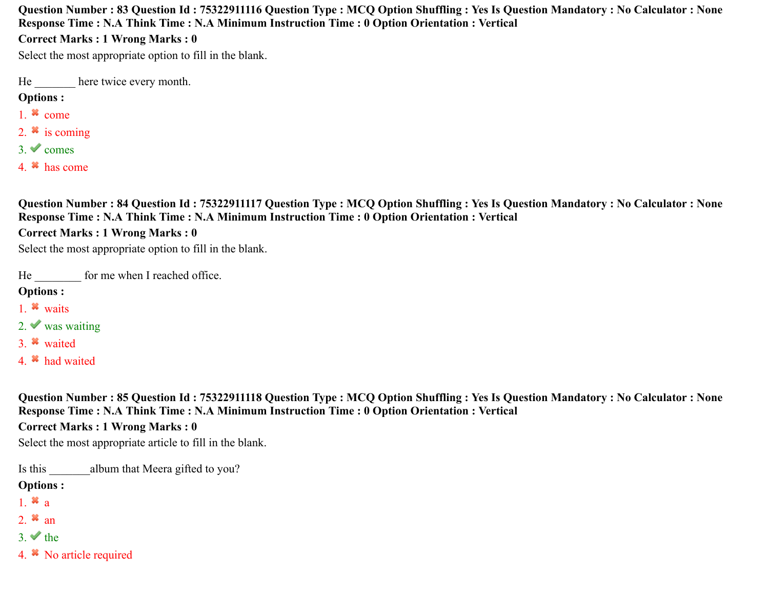**Question Number : 83 Question Id : 75322911116 Question Type : MCQ Option Shuffling : Yes Is Question Mandatory : No Calculator : None Response Time : N.A Think Time : N.A Minimum Instruction Time : 0 Option Orientation : Vertical**

**Correct Marks : 1 Wrong Marks : 0**

Select the most appropriate option to fill in the blank.

He _______ here twice every month.

**Options :**

1. ✖ come
2. ✖ is coming
3. ✔ comes
4. ✖ has come

**Question Number : 84 Question Id : 75322911117 Question Type : MCQ Option Shuffling : Yes Is Question Mandatory : No Calculator : None Response Time : N.A Think Time : N.A Minimum Instruction Time : 0 Option Orientation : Vertical**

**Correct Marks : 1 Wrong Marks : 0**

Select the most appropriate option to fill in the blank.

He ________ for me when I reached office.

**Options :**

1. ✖ waits
2. ✔ was waiting
3. ✖ waited
4. ✖ had waited

**Question Number : 85 Question Id : 75322911118 Question Type : MCQ Option Shuffling : Yes Is Question Mandatory : No Calculator : None Response Time : N.A Think Time : N.A Minimum Instruction Time : 0 Option Orientation : Vertical**

**Correct Marks : 1 Wrong Marks : 0**

Select the most appropriate article to fill in the blank.

Is this _______album that Meera gifted to you?

**Options :**

1. ✖ a
2. ✖ an
3. ✔ the
4. ✖ No article required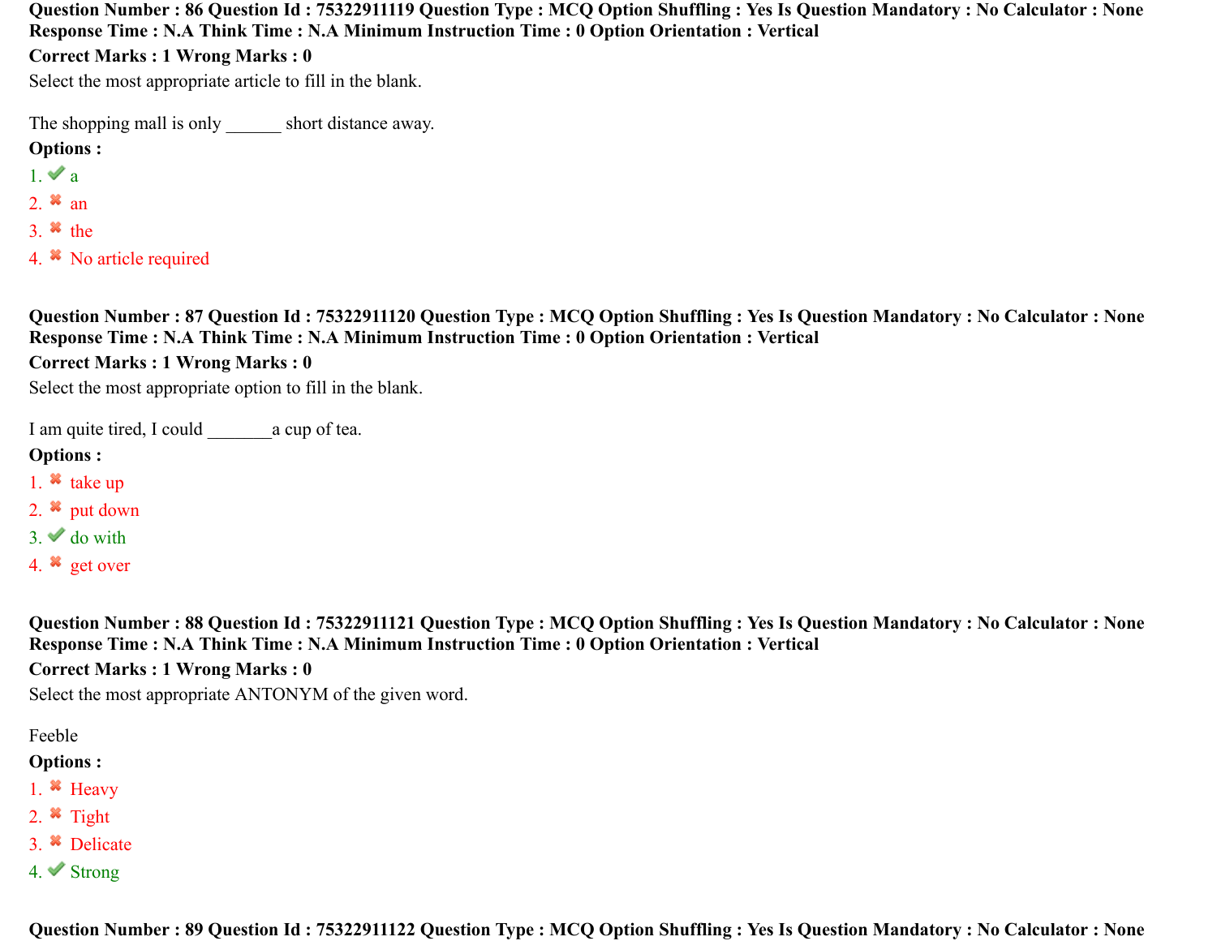**Question Number : 86 Question Id : 75322911119 Question Type : MCQ Option Shuffling : Yes Is Question Mandatory : No Calculator : None Response Time : N.A Think Time : N.A Minimum Instruction Time : 0 Option Orientation : Vertical**

**Correct Marks : 1 Wrong Marks : 0**

Select the most appropriate article to fill in the blank.

The shopping mall is only ______ short distance away.

**Options :**

1. ✔ a
2. ✖ an
3. ✖ the
4. ✖ No article required

**Question Number : 87 Question Id : 75322911120 Question Type : MCQ Option Shuffling : Yes Is Question Mandatory : No Calculator : None Response Time : N.A Think Time : N.A Minimum Instruction Time : 0 Option Orientation : Vertical**

**Correct Marks : 1 Wrong Marks : 0**

Select the most appropriate option to fill in the blank.

I am quite tired, I could _______a cup of tea.

**Options :**

1. ✖ take up
2. ✖ put down
3. ✔ do with
4. ✖ get over

**Question Number : 88 Question Id : 75322911121 Question Type : MCQ Option Shuffling : Yes Is Question Mandatory : No Calculator : None Response Time : N.A Think Time : N.A Minimum Instruction Time : 0 Option Orientation : Vertical**

**Correct Marks : 1 Wrong Marks : 0**

Select the most appropriate ANTONYM of the given word.

Feeble

**Options :**

1. ✖ Heavy
2. ✖ Tight
3. ✖ Delicate
4. ✔ Strong

**Question Number : 89 Question Id : 75322911122 Question Type : MCQ Option Shuffling : Yes Is Question Mandatory : No Calculator : None**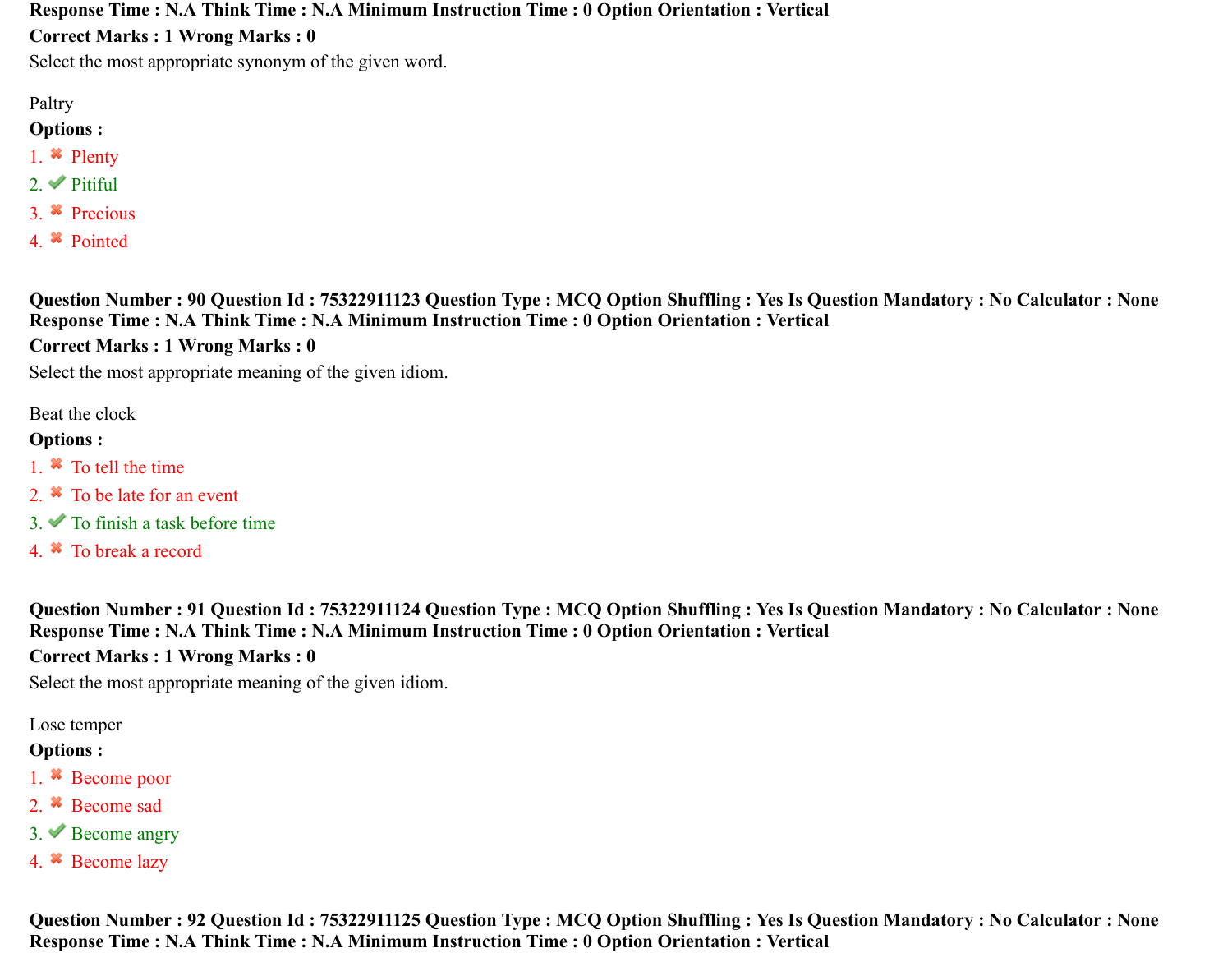**Response Time : N.A Think Time : N.A Minimum Instruction Time : 0 Option Orientation : Vertical**
**Correct Marks : 1 Wrong Marks : 0**

Select the most appropriate synonym of the given word.

Paltry

**Options :**

1. ✖ Plenty
2. ✔ Pitiful
3. ✖ Precious
4. ✖ Pointed

**Question Number : 90 Question Id : 75322911123 Question Type : MCQ Option Shuffling : Yes Is Question Mandatory : No Calculator : None Response Time : N.A Think Time : N.A Minimum Instruction Time : 0 Option Orientation : Vertical**
**Correct Marks : 1 Wrong Marks : 0**

Select the most appropriate meaning of the given idiom.

Beat the clock

**Options :**

1. ✖ To tell the time
2. ✖ To be late for an event
3. ✔ To finish a task before time
4. ✖ To break a record

**Question Number : 91 Question Id : 75322911124 Question Type : MCQ Option Shuffling : Yes Is Question Mandatory : No Calculator : None Response Time : N.A Think Time : N.A Minimum Instruction Time : 0 Option Orientation : Vertical**
**Correct Marks : 1 Wrong Marks : 0**

Select the most appropriate meaning of the given idiom.

Lose temper

**Options :**

1. ✖ Become poor
2. ✖ Become sad
3. ✔ Become angry
4. ✖ Become lazy

**Question Number : 92 Question Id : 75322911125 Question Type : MCQ Option Shuffling : Yes Is Question Mandatory : No Calculator : None Response Time : N.A Think Time : N.A Minimum Instruction Time : 0 Option Orientation : Vertical**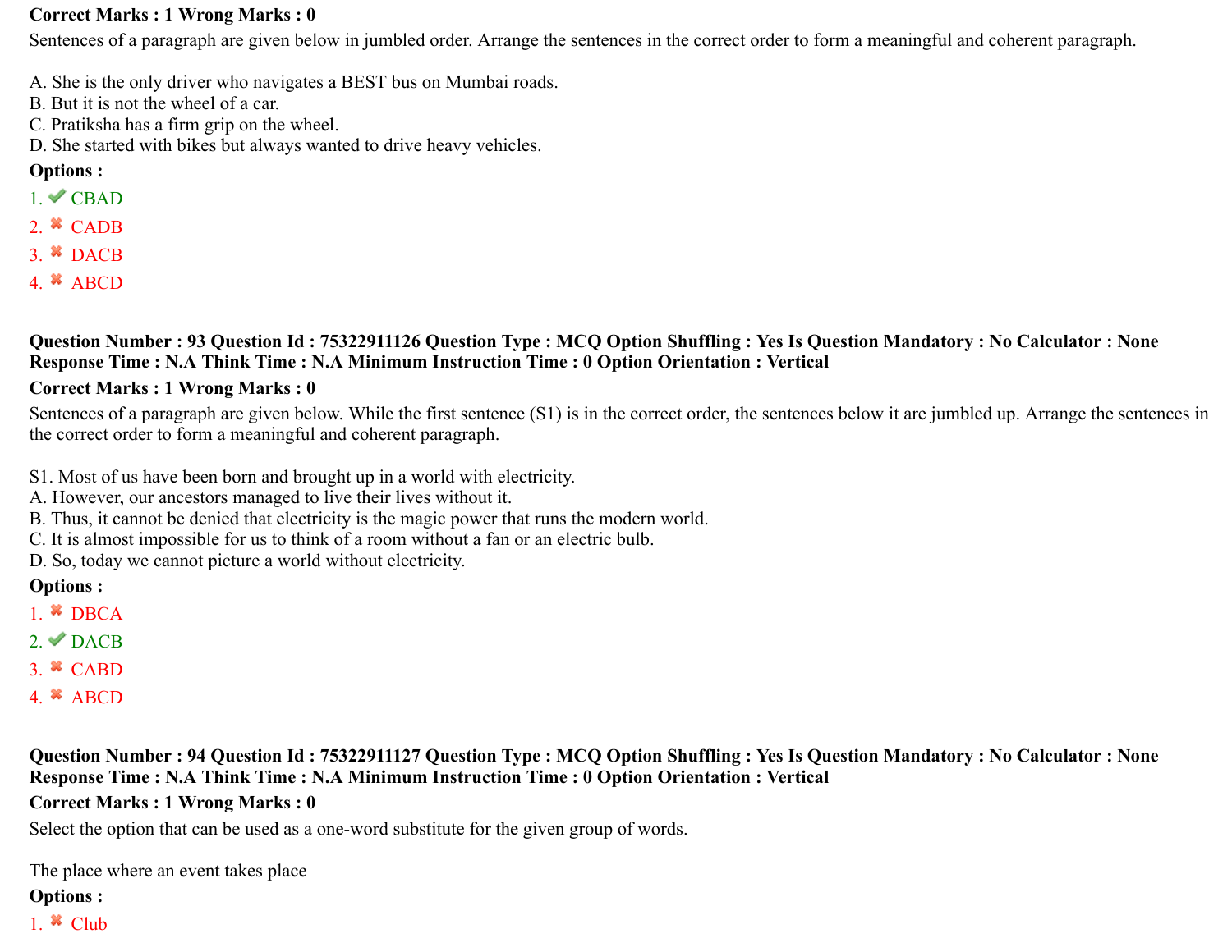**Correct Marks : 1 Wrong Marks : 0**

Sentences of a paragraph are given below in jumbled order. Arrange the sentences in the correct order to form a meaningful and coherent paragraph.

A. She is the only driver who navigates a BEST bus on Mumbai roads.
B. But it is not the wheel of a car.
C. Pratiksha has a firm grip on the wheel.
D. She started with bikes but always wanted to drive heavy vehicles.

**Options :**

1. ✔ CBAD
2. ✖ CADB
3. ✖ DACB
4. ✖ ABCD

**Question Number : 93 Question Id : 75322911126 Question Type : MCQ Option Shuffling : Yes Is Question Mandatory : No Calculator : None Response Time : N.A Think Time : N.A Minimum Instruction Time : 0 Option Orientation : Vertical**

**Correct Marks : 1 Wrong Marks : 0**

Sentences of a paragraph are given below. While the first sentence (S1) is in the correct order, the sentences below it are jumbled up. Arrange the sentences in the correct order to form a meaningful and coherent paragraph.

S1. Most of us have been born and brought up in a world with electricity.
A. However, our ancestors managed to live their lives without it.
B. Thus, it cannot be denied that electricity is the magic power that runs the modern world.
C. It is almost impossible for us to think of a room without a fan or an electric bulb.
D. So, today we cannot picture a world without electricity.

**Options :**

1. ✖ DBCA
2. ✔ DACB
3. ✖ CABD
4. ✖ ABCD

**Question Number : 94 Question Id : 75322911127 Question Type : MCQ Option Shuffling : Yes Is Question Mandatory : No Calculator : None Response Time : N.A Think Time : N.A Minimum Instruction Time : 0 Option Orientation : Vertical**

**Correct Marks : 1 Wrong Marks : 0**

Select the option that can be used as a one-word substitute for the given group of words.

The place where an event takes place

**Options :**

1. ✖ Club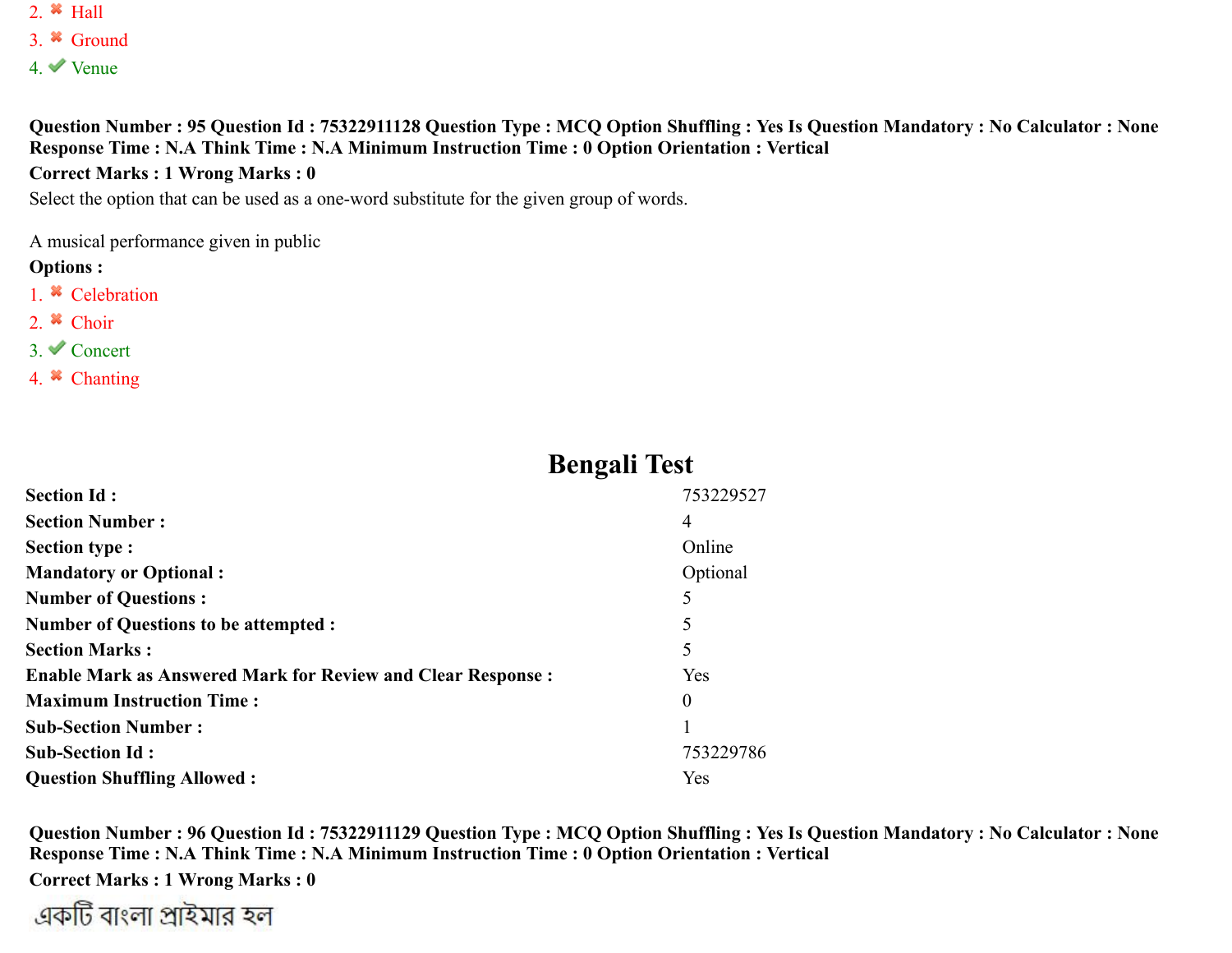2. ✖ Hall
3. ✖ Ground
4. ✔ Venue

**Question Number : 95 Question Id : 75322911128 Question Type : MCQ Option Shuffling : Yes Is Question Mandatory : No Calculator : None Response Time : N.A Think Time : N.A Minimum Instruction Time : 0 Option Orientation : Vertical**

**Correct Marks : 1 Wrong Marks : 0**

Select the option that can be used as a one-word substitute for the given group of words.

A musical performance given in public

**Options :**

1. ✖ Celebration
2. ✖ Choir
3. ✔ Concert
4. ✖ Chanting

# Bengali Test

| | |
|---|---|
| **Section Id :** | 753229527 |
| **Section Number :** | 4 |
| **Section type :** | Online |
| **Mandatory or Optional :** | Optional |
| **Number of Questions :** | 5 |
| **Number of Questions to be attempted :** | 5 |
| **Section Marks :** | 5 |
| **Enable Mark as Answered Mark for Review and Clear Response :** | Yes |
| **Maximum Instruction Time :** | 0 |
| **Sub-Section Number :** | 1 |
| **Sub-Section Id :** | 753229786 |
| **Question Shuffling Allowed :** | Yes |

**Question Number : 96 Question Id : 75322911129 Question Type : MCQ Option Shuffling : Yes Is Question Mandatory : No Calculator : None Response Time : N.A Think Time : N.A Minimum Instruction Time : 0 Option Orientation : Vertical**

**Correct Marks : 1 Wrong Marks : 0**

একটি বাংলা প্রাইমার হল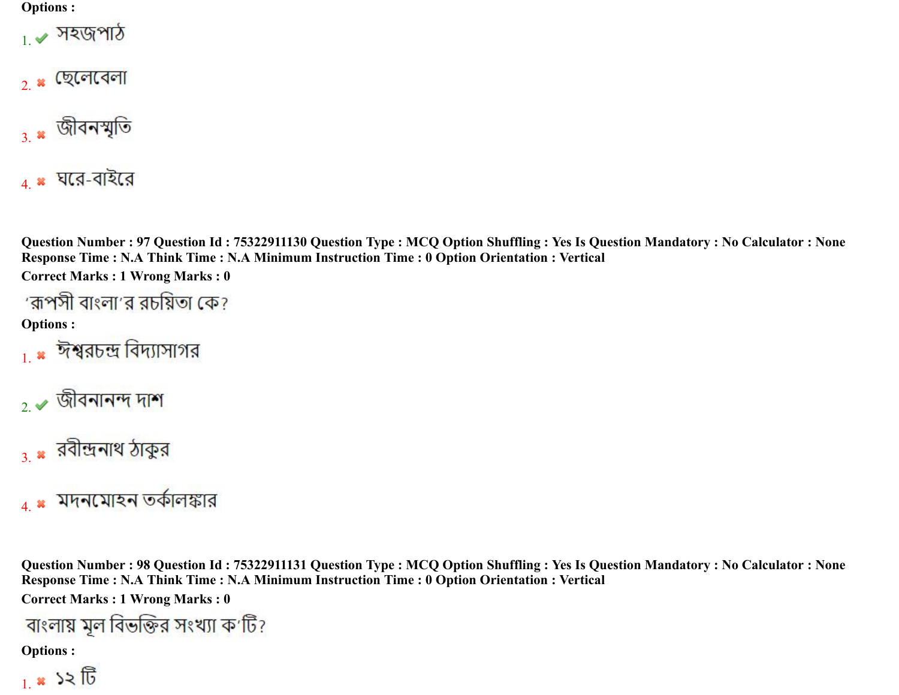Options :

1. ✔ সহজপাঠ

2. ✖ ছেলেবেলা

3. ✖ জীবনস্মৃতি

4. ✖ ঘরে-বাইরে

**Question Number : 97 Question Id : 75322911130 Question Type : MCQ Option Shuffling : Yes Is Question Mandatory : No Calculator : None Response Time : N.A Think Time : N.A Minimum Instruction Time : 0 Option Orientation : Vertical**

**Correct Marks : 1 Wrong Marks : 0**

'রূপসী বাংলা'র রচয়িতা কে?

**Options :**

1. ✖ ঈশ্বরচন্দ্র বিদ্যাসাগর

2. ✔ জীবনানন্দ দাশ

3. ✖ রবীন্দ্রনাথ ঠাকুর

4. ✖ মদনমোহন তর্কালঙ্কার

**Question Number : 98 Question Id : 75322911131 Question Type : MCQ Option Shuffling : Yes Is Question Mandatory : No Calculator : None Response Time : N.A Think Time : N.A Minimum Instruction Time : 0 Option Orientation : Vertical**

**Correct Marks : 1 Wrong Marks : 0**

বাংলায় মূল বিভক্তির সংখ্যা ক'টি?

**Options :**

1. ✖ ১২ টি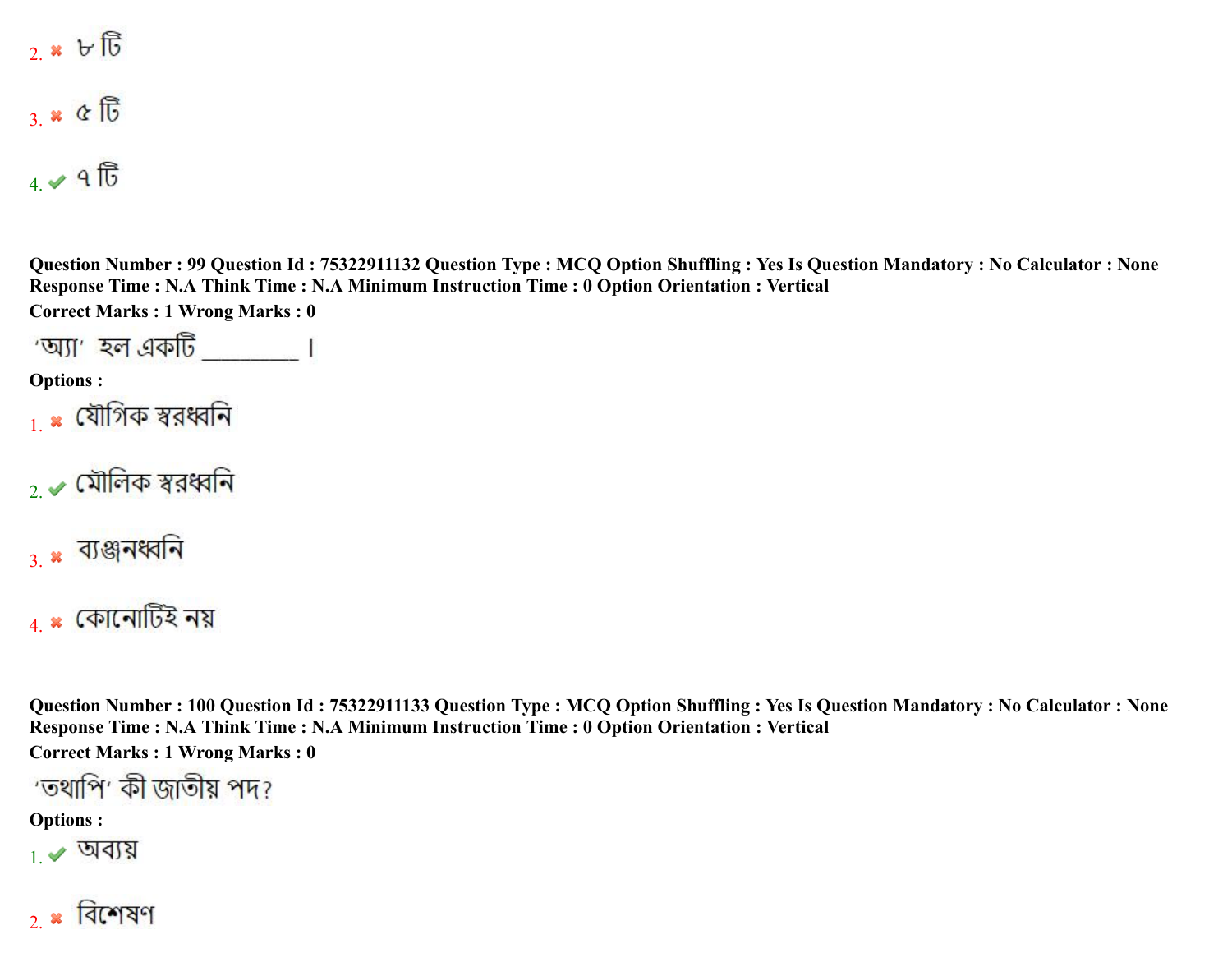2. ✖ ৮ টি

3. ✖ ৫ টি

4. ✔ ৭ টি

**Question Number : 99 Question Id : 75322911132 Question Type : MCQ Option Shuffling : Yes Is Question Mandatory : No Calculator : None Response Time : N.A Think Time : N.A Minimum Instruction Time : 0 Option Orientation : Vertical**

**Correct Marks : 1 Wrong Marks : 0**

'অ্যা' হল একটি ________ ।

**Options :**

1. ✖ যৌগিক স্বরধ্বনি

2. ✔ মৌলিক স্বরধ্বনি

3. ✖ ব্যঞ্জনধ্বনি

4. ✖ কোনোটিই নয়

**Question Number : 100 Question Id : 75322911133 Question Type : MCQ Option Shuffling : Yes Is Question Mandatory : No Calculator : None Response Time : N.A Think Time : N.A Minimum Instruction Time : 0 Option Orientation : Vertical**

**Correct Marks : 1 Wrong Marks : 0**

'তথাপি' কী জাতীয় পদ?

**Options :**

1. ✔ অব্যয়

2. ✖ বিশেষণ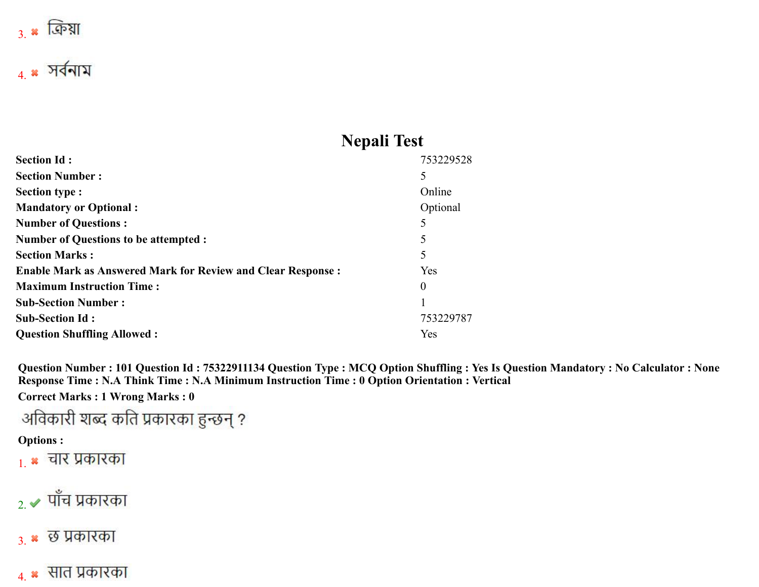3. ✖ ক্রিয়া

4. ✖ সর্বনাম

# Nepali Test

| | |
|---|---|
| **Section Id :** | 753229528 |
| **Section Number :** | 5 |
| **Section type :** | Online |
| **Mandatory or Optional :** | Optional |
| **Number of Questions :** | 5 |
| **Number of Questions to be attempted :** | 5 |
| **Section Marks :** | 5 |
| **Enable Mark as Answered Mark for Review and Clear Response :** | Yes |
| **Maximum Instruction Time :** | 0 |
| **Sub-Section Number :** | 1 |
| **Sub-Section Id :** | 753229787 |
| **Question Shuffling Allowed :** | Yes |

**Question Number : 101 Question Id : 75322911134 Question Type : MCQ Option Shuffling : Yes Is Question Mandatory : No Calculator : None Response Time : N.A Think Time : N.A Minimum Instruction Time : 0 Option Orientation : Vertical**

**Correct Marks : 1 Wrong Marks : 0**

अविकारी शब्द कति प्रकारका हुन्छन् ?

**Options :**

1. ✖ चार प्रकारका

2. ✔ पाँच प्रकारका

3. ✖ छ प्रकारका

4. ✖ सात प्रकारका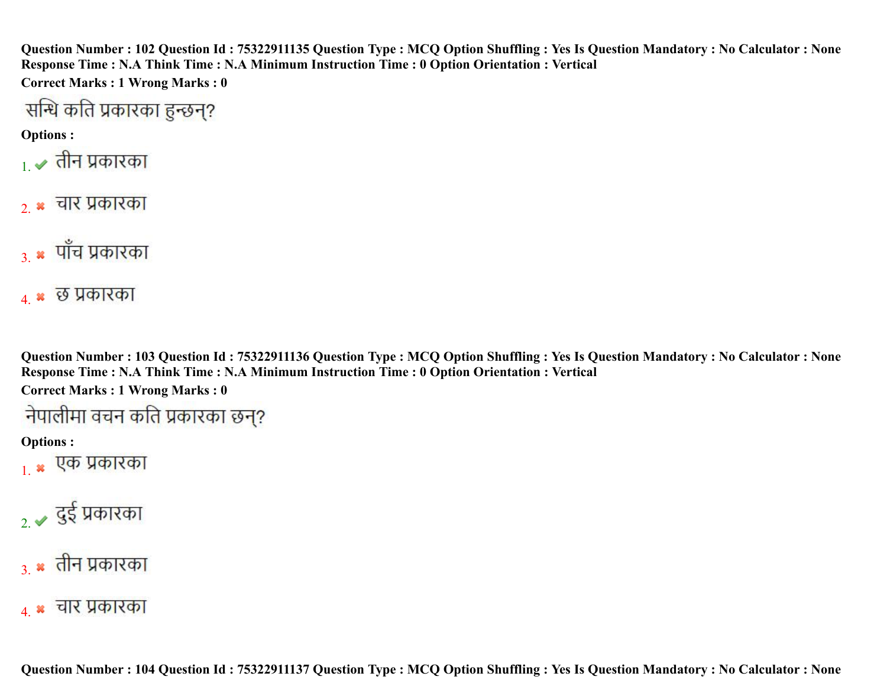**Question Number : 102 Question Id : 75322911135 Question Type : MCQ Option Shuffling : Yes Is Question Mandatory : No Calculator : None Response Time : N.A Think Time : N.A Minimum Instruction Time : 0 Option Orientation : Vertical**

**Correct Marks : 1 Wrong Marks : 0**

सन्धि कति प्रकारका हुन्छन्?

**Options :**

1. ✔ तीन प्रकारका
2. ✖ चार प्रकारका
3. ✖ पाँच प्रकारका
4. ✖ छ प्रकारका

**Question Number : 103 Question Id : 75322911136 Question Type : MCQ Option Shuffling : Yes Is Question Mandatory : No Calculator : None Response Time : N.A Think Time : N.A Minimum Instruction Time : 0 Option Orientation : Vertical**

**Correct Marks : 1 Wrong Marks : 0**

नेपालीमा वचन कति प्रकारका छन्?

**Options :**

1. ✖ एक प्रकारका
2. ✔ दुई प्रकारका
3. ✖ तीन प्रकारका
4. ✖ चार प्रकारका

**Question Number : 104 Question Id : 75322911137 Question Type : MCQ Option Shuffling : Yes Is Question Mandatory : No Calculator : None**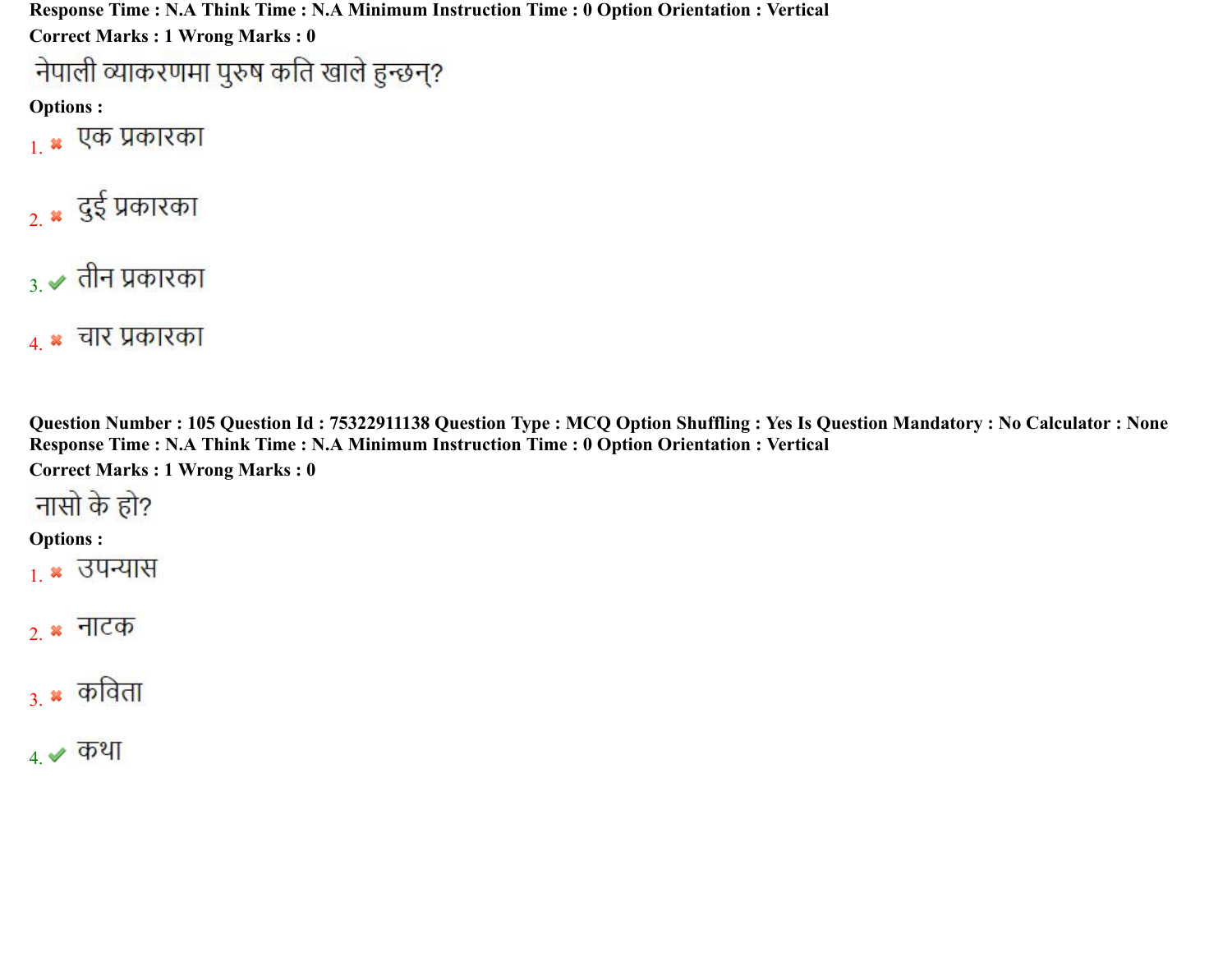Response Time : N.A Think Time : N.A Minimum Instruction Time : 0 Option Orientation : Vertical
Correct Marks : 1 Wrong Marks : 0

नेपाली व्याकरणमा पुरुष कति खाले हुन्छन्?

Options :

1. ✖ एक प्रकारका
2. ✖ दुई प्रकारका
3. ✔ तीन प्रकारका
4. ✖ चार प्रकारका

Question Number : 105 Question Id : 75322911138 Question Type : MCQ Option Shuffling : Yes Is Question Mandatory : No Calculator : None
Response Time : N.A Think Time : N.A Minimum Instruction Time : 0 Option Orientation : Vertical
Correct Marks : 1 Wrong Marks : 0

नासो के हो?

Options :

1. ✖ उपन्यास
2. ✖ नाटक
3. ✖ कविता
4. ✔ कथा